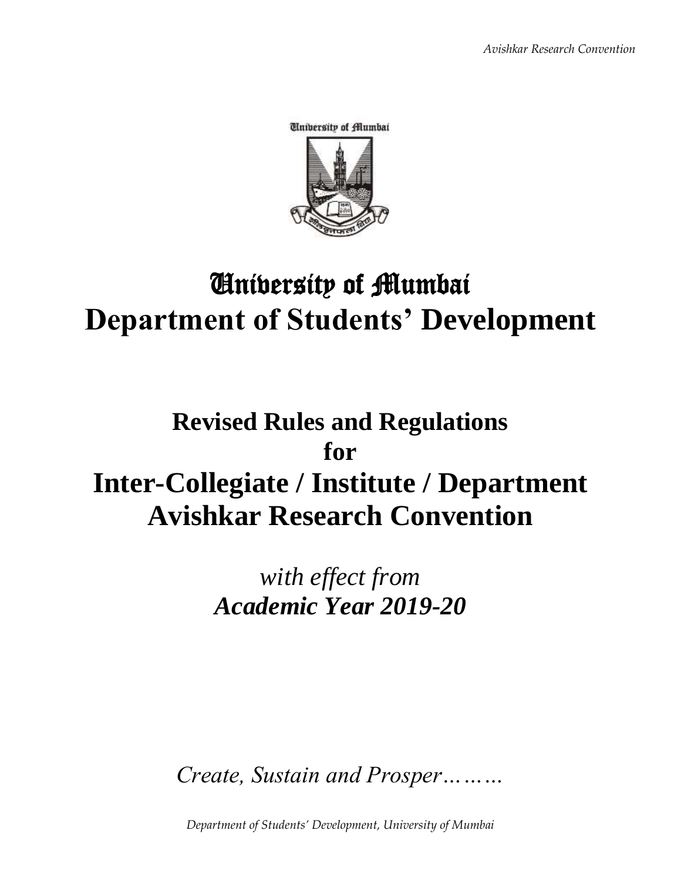# University of Mumbai

# Department of Students' Development

## Revised Rules and Regulations for Inter-Collegiate / Institute / Department Avishkar Research Convention

*with effect from*

***Academic Year 2019-20***

*Create, Sustain and Prosper………*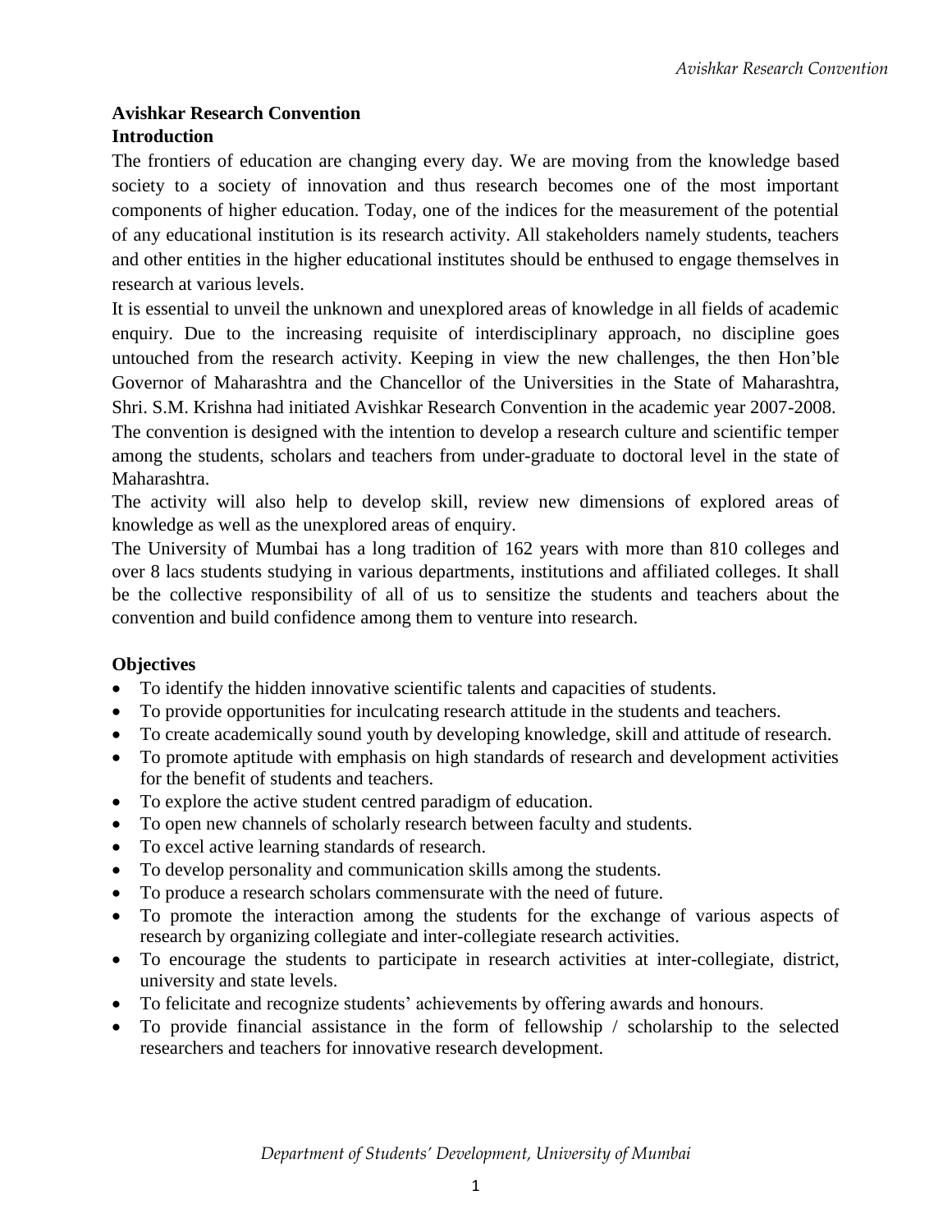# Avishkar Research Convention

## Introduction

The frontiers of education are changing every day. We are moving from the knowledge based society to a society of innovation and thus research becomes one of the most important components of higher education. Today, one of the indices for the measurement of the potential of any educational institution is its research activity. All stakeholders namely students, teachers and other entities in the higher educational institutes should be enthused to engage themselves in research at various levels.

It is essential to unveil the unknown and unexplored areas of knowledge in all fields of academic enquiry. Due to the increasing requisite of interdisciplinary approach, no discipline goes untouched from the research activity. Keeping in view the new challenges, the then Hon'ble Governor of Maharashtra and the Chancellor of the Universities in the State of Maharashtra, Shri. S.M. Krishna had initiated Avishkar Research Convention in the academic year 2007-2008.

The convention is designed with the intention to develop a research culture and scientific temper among the students, scholars and teachers from under-graduate to doctoral level in the state of Maharashtra.

The activity will also help to develop skill, review new dimensions of explored areas of knowledge as well as the unexplored areas of enquiry.

The University of Mumbai has a long tradition of 162 years with more than 810 colleges and over 8 lacs students studying in various departments, institutions and affiliated colleges. It shall be the collective responsibility of all of us to sensitize the students and teachers about the convention and build confidence among them to venture into research.

## Objectives

- To identify the hidden innovative scientific talents and capacities of students.
- To provide opportunities for inculcating research attitude in the students and teachers.
- To create academically sound youth by developing knowledge, skill and attitude of research.
- To promote aptitude with emphasis on high standards of research and development activities for the benefit of students and teachers.
- To explore the active student centred paradigm of education.
- To open new channels of scholarly research between faculty and students.
- To excel active learning standards of research.
- To develop personality and communication skills among the students.
- To produce a research scholars commensurate with the need of future.
- To promote the interaction among the students for the exchange of various aspects of research by organizing collegiate and inter-collegiate research activities.
- To encourage the students to participate in research activities at inter-collegiate, district, university and state levels.
- To felicitate and recognize students' achievements by offering awards and honours.
- To provide financial assistance in the form of fellowship / scholarship to the selected researchers and teachers for innovative research development.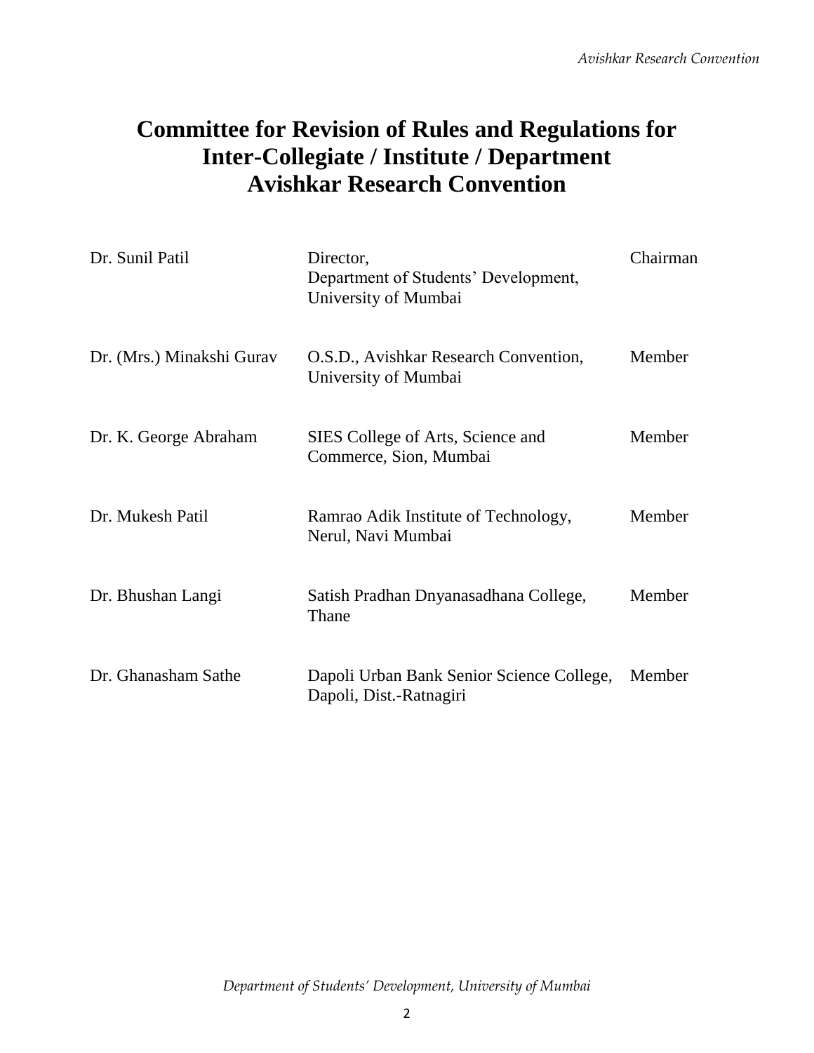# Committee for Revision of Rules and Regulations for Inter-Collegiate / Institute / Department Avishkar Research Convention

| | | |
|---|---|---|
| Dr. Sunil Patil | Director, Department of Students' Development, University of Mumbai | Chairman |
| Dr. (Mrs.) Minakshi Gurav | O.S.D., Avishkar Research Convention, University of Mumbai | Member |
| Dr. K. George Abraham | SIES College of Arts, Science and Commerce, Sion, Mumbai | Member |
| Dr. Mukesh Patil | Ramrao Adik Institute of Technology, Nerul, Navi Mumbai | Member |
| Dr. Bhushan Langi | Satish Pradhan Dnyanasadhana College, Thane | Member |
| Dr. Ghanasham Sathe | Dapoli Urban Bank Senior Science College, Dapoli, Dist.-Ratnagiri | Member |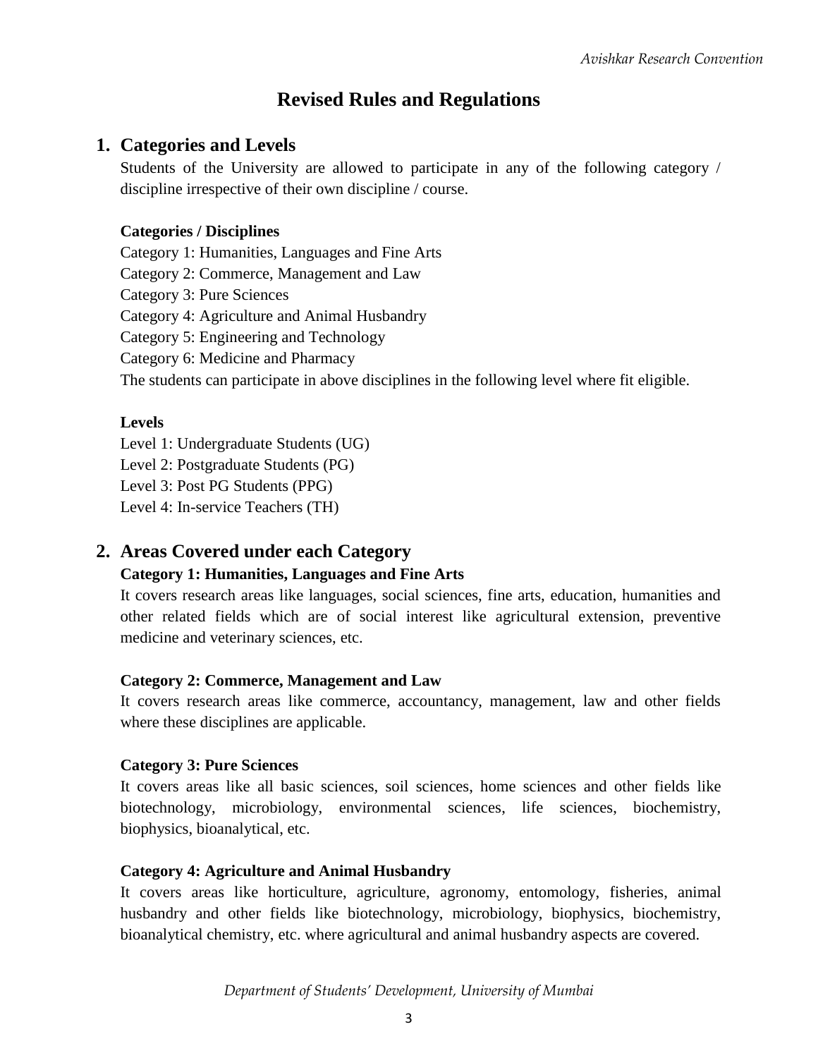# Revised Rules and Regulations

## 1. Categories and Levels

Students of the University are allowed to participate in any of the following category / discipline irrespective of their own discipline / course.

**Categories / Disciplines**

Category 1: Humanities, Languages and Fine Arts
Category 2: Commerce, Management and Law
Category 3: Pure Sciences
Category 4: Agriculture and Animal Husbandry
Category 5: Engineering and Technology
Category 6: Medicine and Pharmacy
The students can participate in above disciplines in the following level where fit eligible.

**Levels**

Level 1: Undergraduate Students (UG)
Level 2: Postgraduate Students (PG)
Level 3: Post PG Students (PPG)
Level 4: In-service Teachers (TH)

## 2. Areas Covered under each Category

**Category 1: Humanities, Languages and Fine Arts**

It covers research areas like languages, social sciences, fine arts, education, humanities and other related fields which are of social interest like agricultural extension, preventive medicine and veterinary sciences, etc.

**Category 2: Commerce, Management and Law**

It covers research areas like commerce, accountancy, management, law and other fields where these disciplines are applicable.

**Category 3: Pure Sciences**

It covers areas like all basic sciences, soil sciences, home sciences and other fields like biotechnology, microbiology, environmental sciences, life sciences, biochemistry, biophysics, bioanalytical, etc.

**Category 4: Agriculture and Animal Husbandry**

It covers areas like horticulture, agriculture, agronomy, entomology, fisheries, animal husbandry and other fields like biotechnology, microbiology, biophysics, biochemistry, bioanalytical chemistry, etc. where agricultural and animal husbandry aspects are covered.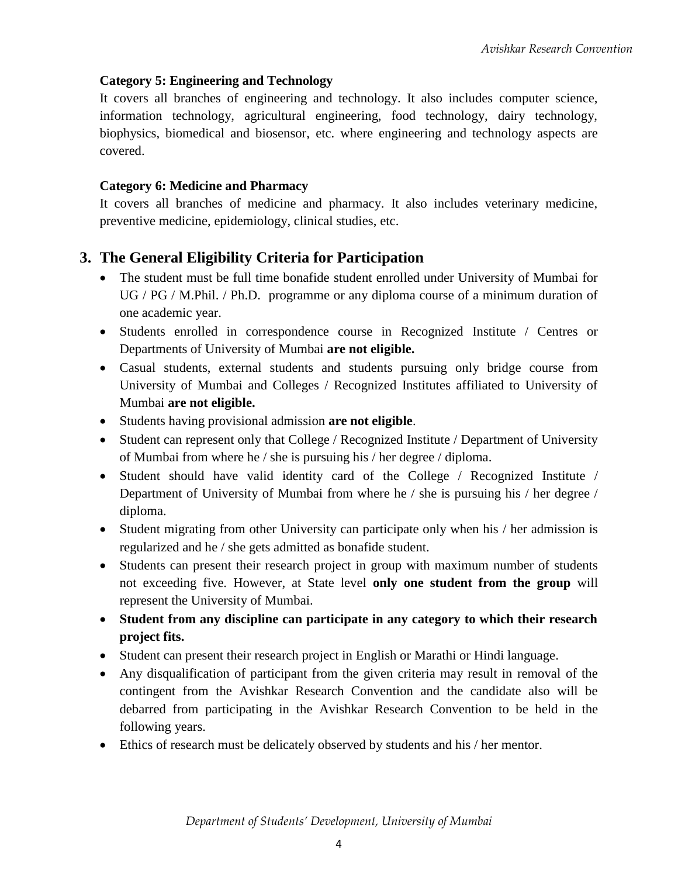**Category 5: Engineering and Technology**

It covers all branches of engineering and technology. It also includes computer science, information technology, agricultural engineering, food technology, dairy technology, biophysics, biomedical and biosensor, etc. where engineering and technology aspects are covered.

**Category 6: Medicine and Pharmacy**

It covers all branches of medicine and pharmacy. It also includes veterinary medicine, preventive medicine, epidemiology, clinical studies, etc.

## 3. The General Eligibility Criteria for Participation

- The student must be full time bonafide student enrolled under University of Mumbai for UG / PG / M.Phil. / Ph.D. programme or any diploma course of a minimum duration of one academic year.
- Students enrolled in correspondence course in Recognized Institute / Centres or Departments of University of Mumbai **are not eligible.**
- Casual students, external students and students pursuing only bridge course from University of Mumbai and Colleges / Recognized Institutes affiliated to University of Mumbai **are not eligible.**
- Students having provisional admission **are not eligible**.
- Student can represent only that College / Recognized Institute / Department of University of Mumbai from where he / she is pursuing his / her degree / diploma.
- Student should have valid identity card of the College / Recognized Institute / Department of University of Mumbai from where he / she is pursuing his / her degree / diploma.
- Student migrating from other University can participate only when his / her admission is regularized and he / she gets admitted as bonafide student.
- Students can present their research project in group with maximum number of students not exceeding five. However, at State level **only one student from the group** will represent the University of Mumbai.
- **Student from any discipline can participate in any category to which their research project fits.**
- Student can present their research project in English or Marathi or Hindi language.
- Any disqualification of participant from the given criteria may result in removal of the contingent from the Avishkar Research Convention and the candidate also will be debarred from participating in the Avishkar Research Convention to be held in the following years.
- Ethics of research must be delicately observed by students and his / her mentor.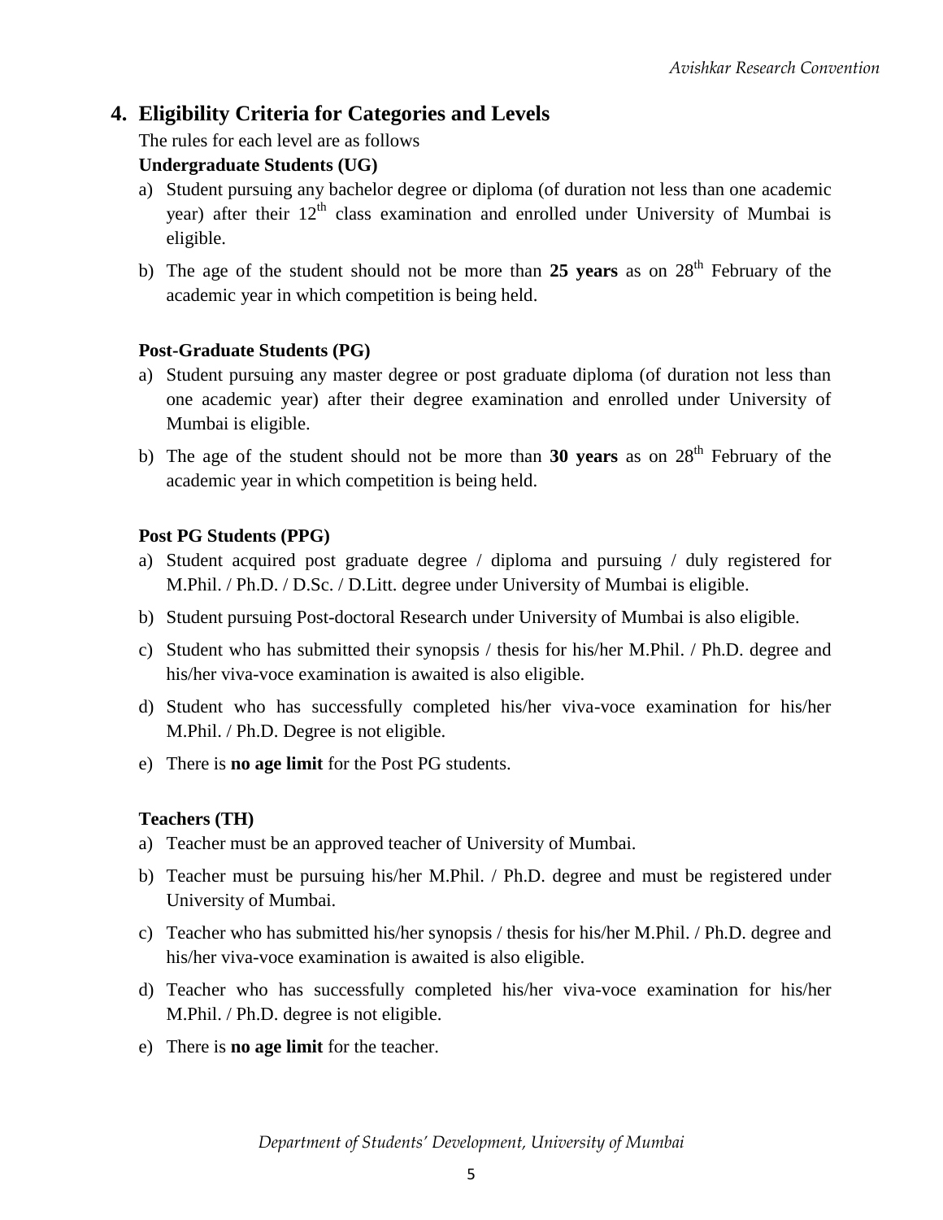## 4. Eligibility Criteria for Categories and Levels

The rules for each level are as follows

**Undergraduate Students (UG)**

a) Student pursuing any bachelor degree or diploma (of duration not less than one academic year) after their 12th class examination and enrolled under University of Mumbai is eligible.

b) The age of the student should not be more than **25 years** as on 28th February of the academic year in which competition is being held.

**Post-Graduate Students (PG)**

a) Student pursuing any master degree or post graduate diploma (of duration not less than one academic year) after their degree examination and enrolled under University of Mumbai is eligible.

b) The age of the student should not be more than **30 years** as on 28th February of the academic year in which competition is being held.

**Post PG Students (PPG)**

a) Student acquired post graduate degree / diploma and pursuing / duly registered for M.Phil. / Ph.D. / D.Sc. / D.Litt. degree under University of Mumbai is eligible.

b) Student pursuing Post-doctoral Research under University of Mumbai is also eligible.

c) Student who has submitted their synopsis / thesis for his/her M.Phil. / Ph.D. degree and his/her viva-voce examination is awaited is also eligible.

d) Student who has successfully completed his/her viva-voce examination for his/her M.Phil. / Ph.D. Degree is not eligible.

e) There is **no age limit** for the Post PG students.

**Teachers (TH)**

a) Teacher must be an approved teacher of University of Mumbai.

b) Teacher must be pursuing his/her M.Phil. / Ph.D. degree and must be registered under University of Mumbai.

c) Teacher who has submitted his/her synopsis / thesis for his/her M.Phil. / Ph.D. degree and his/her viva-voce examination is awaited is also eligible.

d) Teacher who has successfully completed his/her viva-voce examination for his/her M.Phil. / Ph.D. degree is not eligible.

e) There is **no age limit** for the teacher.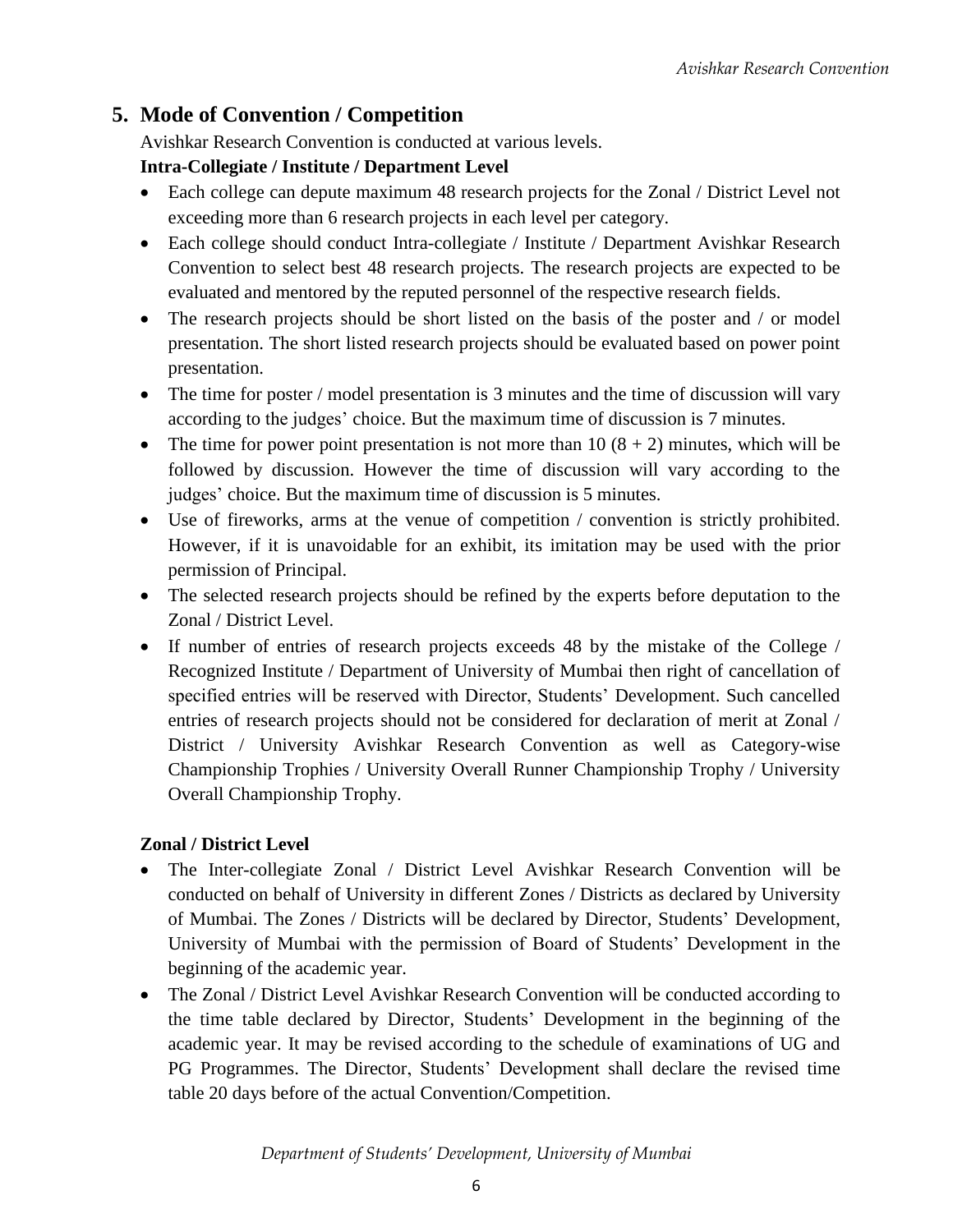## 5. Mode of Convention / Competition

Avishkar Research Convention is conducted at various levels.

**Intra-Collegiate / Institute / Department Level**

- Each college can depute maximum 48 research projects for the Zonal / District Level not exceeding more than 6 research projects in each level per category.
- Each college should conduct Intra-collegiate / Institute / Department Avishkar Research Convention to select best 48 research projects. The research projects are expected to be evaluated and mentored by the reputed personnel of the respective research fields.
- The research projects should be short listed on the basis of the poster and / or model presentation. The short listed research projects should be evaluated based on power point presentation.
- The time for poster / model presentation is 3 minutes and the time of discussion will vary according to the judges' choice. But the maximum time of discussion is 7 minutes.
- The time for power point presentation is not more than 10 (8 + 2) minutes, which will be followed by discussion. However the time of discussion will vary according to the judges' choice. But the maximum time of discussion is 5 minutes.
- Use of fireworks, arms at the venue of competition / convention is strictly prohibited. However, if it is unavoidable for an exhibit, its imitation may be used with the prior permission of Principal.
- The selected research projects should be refined by the experts before deputation to the Zonal / District Level.
- If number of entries of research projects exceeds 48 by the mistake of the College / Recognized Institute / Department of University of Mumbai then right of cancellation of specified entries will be reserved with Director, Students' Development. Such cancelled entries of research projects should not be considered for declaration of merit at Zonal / District / University Avishkar Research Convention as well as Category-wise Championship Trophies / University Overall Runner Championship Trophy / University Overall Championship Trophy.

**Zonal / District Level**

- The Inter-collegiate Zonal / District Level Avishkar Research Convention will be conducted on behalf of University in different Zones / Districts as declared by University of Mumbai. The Zones / Districts will be declared by Director, Students' Development, University of Mumbai with the permission of Board of Students' Development in the beginning of the academic year.
- The Zonal / District Level Avishkar Research Convention will be conducted according to the time table declared by Director, Students' Development in the beginning of the academic year. It may be revised according to the schedule of examinations of UG and PG Programmes. The Director, Students' Development shall declare the revised time table 20 days before of the actual Convention/Competition.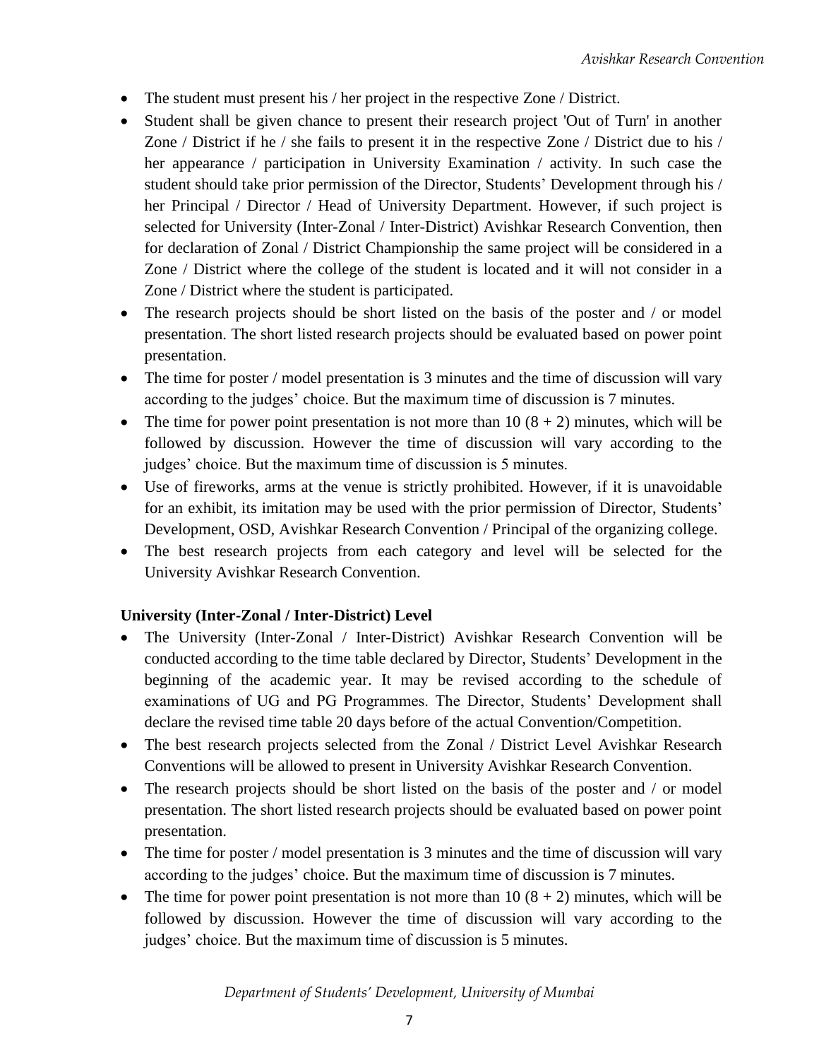- The student must present his / her project in the respective Zone / District.
- Student shall be given chance to present their research project 'Out of Turn' in another Zone / District if he / she fails to present it in the respective Zone / District due to his / her appearance / participation in University Examination / activity. In such case the student should take prior permission of the Director, Students' Development through his / her Principal / Director / Head of University Department. However, if such project is selected for University (Inter-Zonal / Inter-District) Avishkar Research Convention, then for declaration of Zonal / District Championship the same project will be considered in a Zone / District where the college of the student is located and it will not consider in a Zone / District where the student is participated.
- The research projects should be short listed on the basis of the poster and / or model presentation. The short listed research projects should be evaluated based on power point presentation.
- The time for poster / model presentation is 3 minutes and the time of discussion will vary according to the judges' choice. But the maximum time of discussion is 7 minutes.
- The time for power point presentation is not more than 10 (8 + 2) minutes, which will be followed by discussion. However the time of discussion will vary according to the judges' choice. But the maximum time of discussion is 5 minutes.
- Use of fireworks, arms at the venue is strictly prohibited. However, if it is unavoidable for an exhibit, its imitation may be used with the prior permission of Director, Students' Development, OSD, Avishkar Research Convention / Principal of the organizing college.
- The best research projects from each category and level will be selected for the University Avishkar Research Convention.

**University (Inter-Zonal / Inter-District) Level**

- The University (Inter-Zonal / Inter-District) Avishkar Research Convention will be conducted according to the time table declared by Director, Students' Development in the beginning of the academic year. It may be revised according to the schedule of examinations of UG and PG Programmes. The Director, Students' Development shall declare the revised time table 20 days before of the actual Convention/Competition.
- The best research projects selected from the Zonal / District Level Avishkar Research Conventions will be allowed to present in University Avishkar Research Convention.
- The research projects should be short listed on the basis of the poster and / or model presentation. The short listed research projects should be evaluated based on power point presentation.
- The time for poster / model presentation is 3 minutes and the time of discussion will vary according to the judges' choice. But the maximum time of discussion is 7 minutes.
- The time for power point presentation is not more than 10 (8 + 2) minutes, which will be followed by discussion. However the time of discussion will vary according to the judges' choice. But the maximum time of discussion is 5 minutes.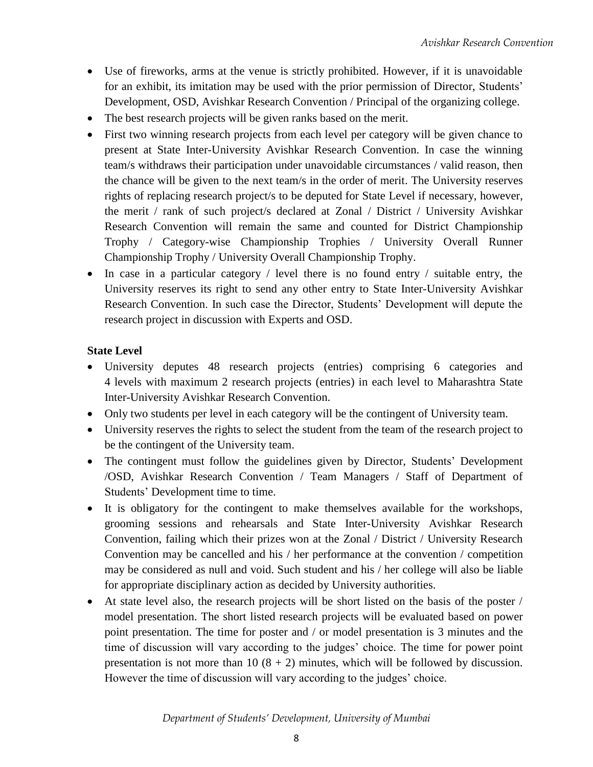- Use of fireworks, arms at the venue is strictly prohibited. However, if it is unavoidable for an exhibit, its imitation may be used with the prior permission of Director, Students' Development, OSD, Avishkar Research Convention / Principal of the organizing college.
- The best research projects will be given ranks based on the merit.
- First two winning research projects from each level per category will be given chance to present at State Inter-University Avishkar Research Convention. In case the winning team/s withdraws their participation under unavoidable circumstances / valid reason, then the chance will be given to the next team/s in the order of merit. The University reserves rights of replacing research project/s to be deputed for State Level if necessary, however, the merit / rank of such project/s declared at Zonal / District / University Avishkar Research Convention will remain the same and counted for District Championship Trophy / Category-wise Championship Trophies / University Overall Runner Championship Trophy / University Overall Championship Trophy.
- In case in a particular category / level there is no found entry / suitable entry, the University reserves its right to send any other entry to State Inter-University Avishkar Research Convention. In such case the Director, Students' Development will depute the research project in discussion with Experts and OSD.

**State Level**

- University deputes 48 research projects (entries) comprising 6 categories and 4 levels with maximum 2 research projects (entries) in each level to Maharashtra State Inter-University Avishkar Research Convention.
- Only two students per level in each category will be the contingent of University team.
- University reserves the rights to select the student from the team of the research project to be the contingent of the University team.
- The contingent must follow the guidelines given by Director, Students' Development /OSD, Avishkar Research Convention / Team Managers / Staff of Department of Students' Development time to time.
- It is obligatory for the contingent to make themselves available for the workshops, grooming sessions and rehearsals and State Inter-University Avishkar Research Convention, failing which their prizes won at the Zonal / District / University Research Convention may be cancelled and his / her performance at the convention / competition may be considered as null and void. Such student and his / her college will also be liable for appropriate disciplinary action as decided by University authorities.
- At state level also, the research projects will be short listed on the basis of the poster / model presentation. The short listed research projects will be evaluated based on power point presentation. The time for poster and / or model presentation is 3 minutes and the time of discussion will vary according to the judges' choice. The time for power point presentation is not more than 10 (8 + 2) minutes, which will be followed by discussion. However the time of discussion will vary according to the judges' choice.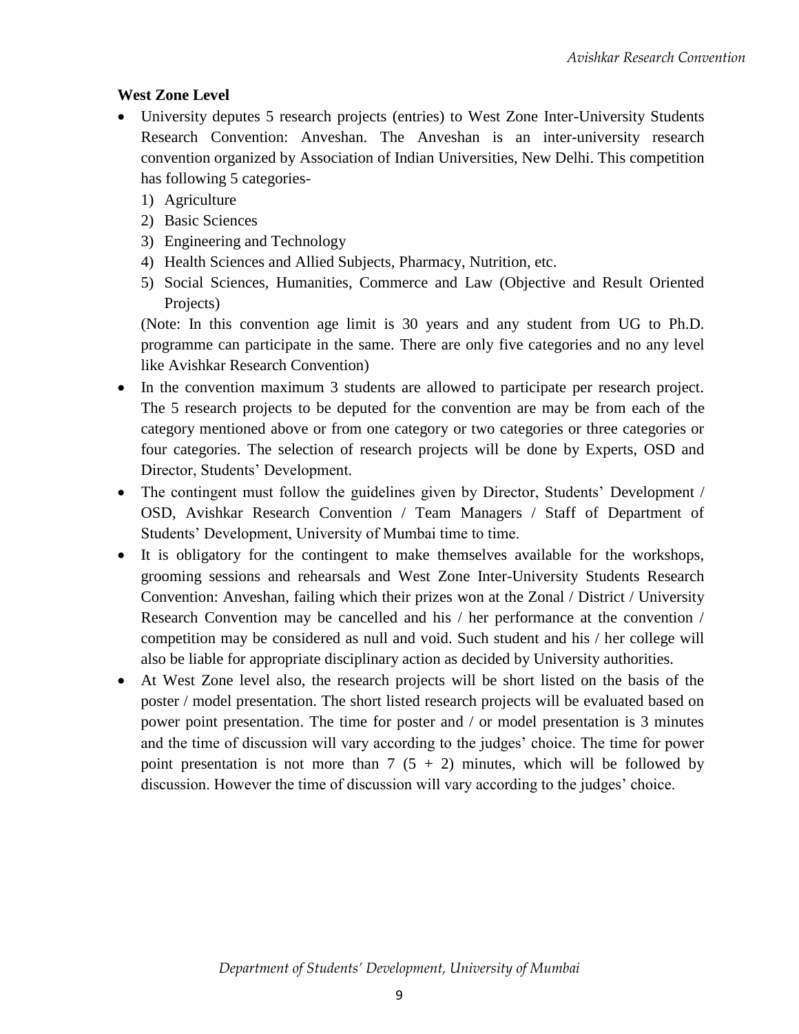**West Zone Level**

- University deputes 5 research projects (entries) to West Zone Inter-University Students Research Convention: Anveshan. The Anveshan is an inter-university research convention organized by Association of Indian Universities, New Delhi. This competition has following 5 categories-
  1) Agriculture
  2) Basic Sciences
  3) Engineering and Technology
  4) Health Sciences and Allied Subjects, Pharmacy, Nutrition, etc.
  5) Social Sciences, Humanities, Commerce and Law (Objective and Result Oriented Projects)

  (Note: In this convention age limit is 30 years and any student from UG to Ph.D. programme can participate in the same. There are only five categories and no any level like Avishkar Research Convention)
- In the convention maximum 3 students are allowed to participate per research project. The 5 research projects to be deputed for the convention are may be from each of the category mentioned above or from one category or two categories or three categories or four categories. The selection of research projects will be done by Experts, OSD and Director, Students' Development.
- The contingent must follow the guidelines given by Director, Students' Development / OSD, Avishkar Research Convention / Team Managers / Staff of Department of Students' Development, University of Mumbai time to time.
- It is obligatory for the contingent to make themselves available for the workshops, grooming sessions and rehearsals and West Zone Inter-University Students Research Convention: Anveshan, failing which their prizes won at the Zonal / District / University Research Convention may be cancelled and his / her performance at the convention / competition may be considered as null and void. Such student and his / her college will also be liable for appropriate disciplinary action as decided by University authorities.
- At West Zone level also, the research projects will be short listed on the basis of the poster / model presentation. The short listed research projects will be evaluated based on power point presentation. The time for poster and / or model presentation is 3 minutes and the time of discussion will vary according to the judges' choice. The time for power point presentation is not more than 7 (5 + 2) minutes, which will be followed by discussion. However the time of discussion will vary according to the judges' choice.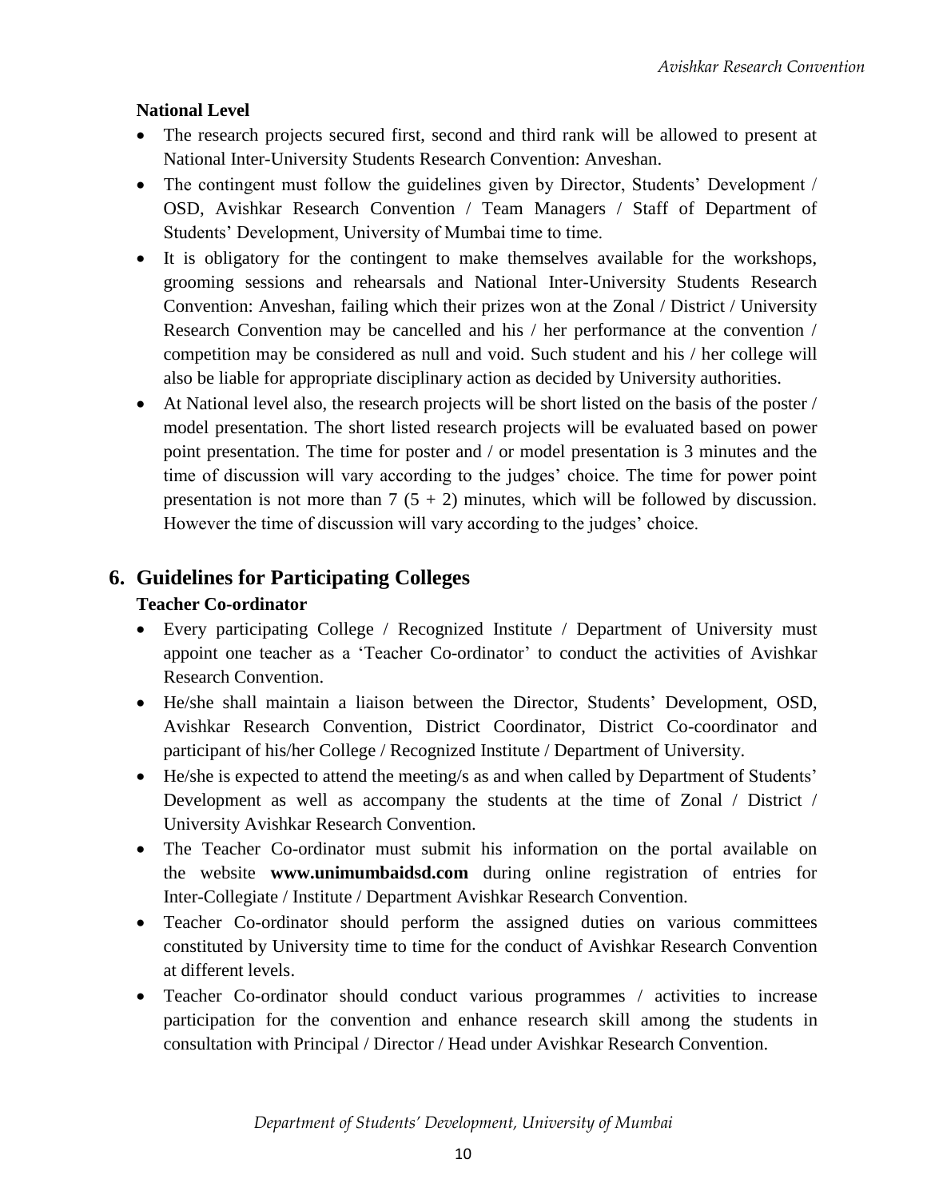**National Level**

- The research projects secured first, second and third rank will be allowed to present at National Inter-University Students Research Convention: Anveshan.
- The contingent must follow the guidelines given by Director, Students' Development / OSD, Avishkar Research Convention / Team Managers / Staff of Department of Students' Development, University of Mumbai time to time.
- It is obligatory for the contingent to make themselves available for the workshops, grooming sessions and rehearsals and National Inter-University Students Research Convention: Anveshan, failing which their prizes won at the Zonal / District / University Research Convention may be cancelled and his / her performance at the convention / competition may be considered as null and void. Such student and his / her college will also be liable for appropriate disciplinary action as decided by University authorities.
- At National level also, the research projects will be short listed on the basis of the poster / model presentation. The short listed research projects will be evaluated based on power point presentation. The time for poster and / or model presentation is 3 minutes and the time of discussion will vary according to the judges' choice. The time for power point presentation is not more than 7 (5 + 2) minutes, which will be followed by discussion. However the time of discussion will vary according to the judges' choice.

## 6. Guidelines for Participating Colleges

**Teacher Co-ordinator**

- Every participating College / Recognized Institute / Department of University must appoint one teacher as a 'Teacher Co-ordinator' to conduct the activities of Avishkar Research Convention.
- He/she shall maintain a liaison between the Director, Students' Development, OSD, Avishkar Research Convention, District Coordinator, District Co-coordinator and participant of his/her College / Recognized Institute / Department of University.
- He/she is expected to attend the meeting/s as and when called by Department of Students' Development as well as accompany the students at the time of Zonal / District / University Avishkar Research Convention.
- The Teacher Co-ordinator must submit his information on the portal available on the website **www.unimumbaidsd.com** during online registration of entries for Inter-Collegiate / Institute / Department Avishkar Research Convention.
- Teacher Co-ordinator should perform the assigned duties on various committees constituted by University time to time for the conduct of Avishkar Research Convention at different levels.
- Teacher Co-ordinator should conduct various programmes / activities to increase participation for the convention and enhance research skill among the students in consultation with Principal / Director / Head under Avishkar Research Convention.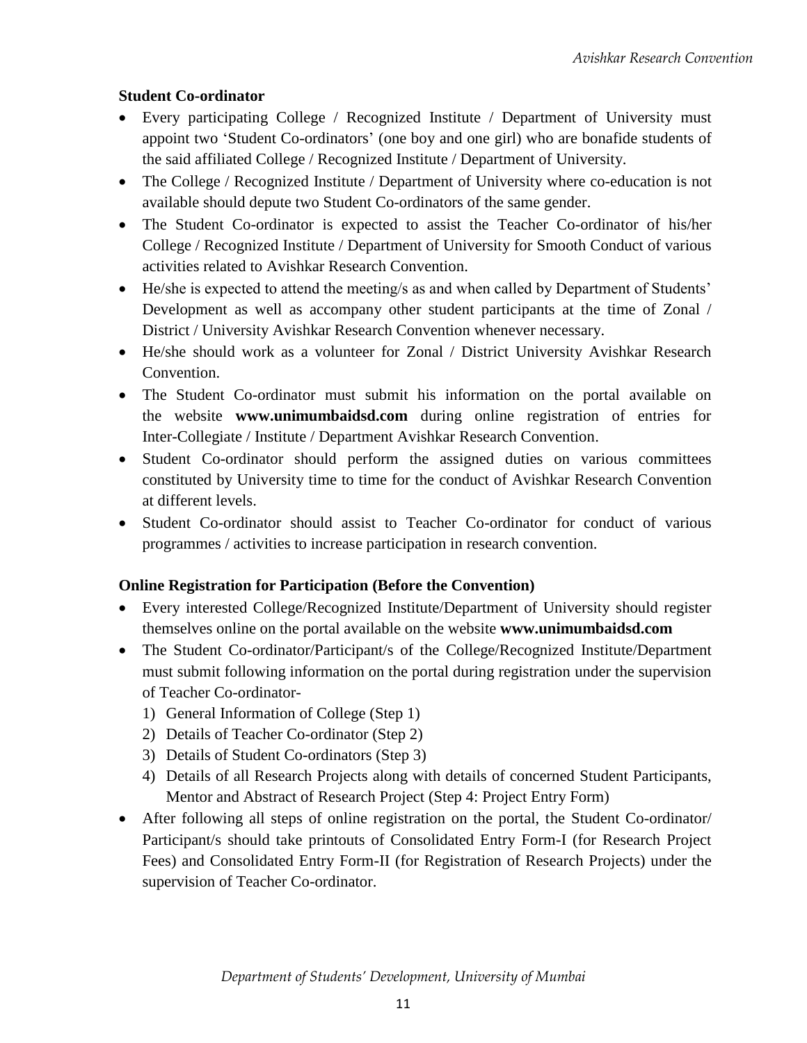**Student Co-ordinator**

- Every participating College / Recognized Institute / Department of University must appoint two 'Student Co-ordinators' (one boy and one girl) who are bonafide students of the said affiliated College / Recognized Institute / Department of University.
- The College / Recognized Institute / Department of University where co-education is not available should depute two Student Co-ordinators of the same gender.
- The Student Co-ordinator is expected to assist the Teacher Co-ordinator of his/her College / Recognized Institute / Department of University for Smooth Conduct of various activities related to Avishkar Research Convention.
- He/she is expected to attend the meeting/s as and when called by Department of Students' Development as well as accompany other student participants at the time of Zonal / District / University Avishkar Research Convention whenever necessary.
- He/she should work as a volunteer for Zonal / District University Avishkar Research Convention.
- The Student Co-ordinator must submit his information on the portal available on the website **www.unimumbaidsd.com** during online registration of entries for Inter-Collegiate / Institute / Department Avishkar Research Convention.
- Student Co-ordinator should perform the assigned duties on various committees constituted by University time to time for the conduct of Avishkar Research Convention at different levels.
- Student Co-ordinator should assist to Teacher Co-ordinator for conduct of various programmes / activities to increase participation in research convention.

**Online Registration for Participation (Before the Convention)**

- Every interested College/Recognized Institute/Department of University should register themselves online on the portal available on the website **www.unimumbaidsd.com**
- The Student Co-ordinator/Participant/s of the College/Recognized Institute/Department must submit following information on the portal during registration under the supervision of Teacher Co-ordinator-
  1) General Information of College (Step 1)
  2) Details of Teacher Co-ordinator (Step 2)
  3) Details of Student Co-ordinators (Step 3)
  4) Details of all Research Projects along with details of concerned Student Participants, Mentor and Abstract of Research Project (Step 4: Project Entry Form)
- After following all steps of online registration on the portal, the Student Co-ordinator/ Participant/s should take printouts of Consolidated Entry Form-I (for Research Project Fees) and Consolidated Entry Form-II (for Registration of Research Projects) under the supervision of Teacher Co-ordinator.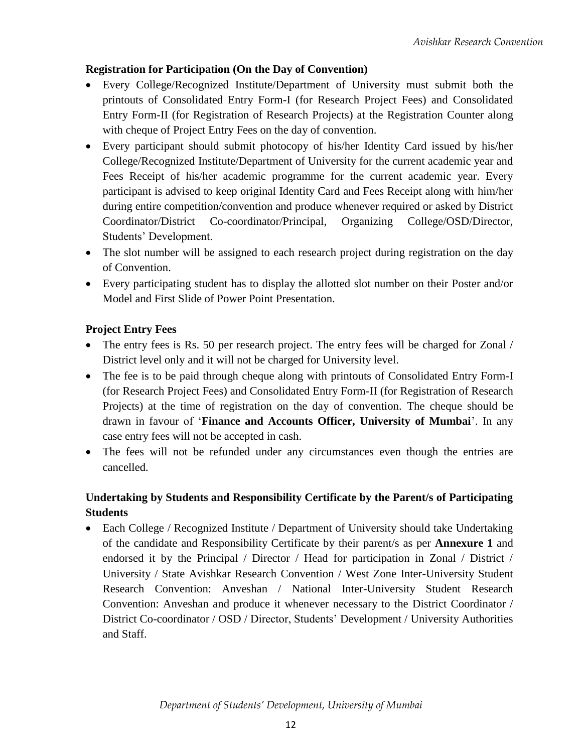**Registration for Participation (On the Day of Convention)**

- Every College/Recognized Institute/Department of University must submit both the printouts of Consolidated Entry Form-I (for Research Project Fees) and Consolidated Entry Form-II (for Registration of Research Projects) at the Registration Counter along with cheque of Project Entry Fees on the day of convention.
- Every participant should submit photocopy of his/her Identity Card issued by his/her College/Recognized Institute/Department of University for the current academic year and Fees Receipt of his/her academic programme for the current academic year. Every participant is advised to keep original Identity Card and Fees Receipt along with him/her during entire competition/convention and produce whenever required or asked by District Coordinator/District Co-coordinator/Principal, Organizing College/OSD/Director, Students' Development.
- The slot number will be assigned to each research project during registration on the day of Convention.
- Every participating student has to display the allotted slot number on their Poster and/or Model and First Slide of Power Point Presentation.

**Project Entry Fees**

- The entry fees is Rs. 50 per research project. The entry fees will be charged for Zonal / District level only and it will not be charged for University level.
- The fee is to be paid through cheque along with printouts of Consolidated Entry Form-I (for Research Project Fees) and Consolidated Entry Form-II (for Registration of Research Projects) at the time of registration on the day of convention. The cheque should be drawn in favour of '**Finance and Accounts Officer, University of Mumbai**'. In any case entry fees will not be accepted in cash.
- The fees will not be refunded under any circumstances even though the entries are cancelled.

**Undertaking by Students and Responsibility Certificate by the Parent/s of Participating Students**

- Each College / Recognized Institute / Department of University should take Undertaking of the candidate and Responsibility Certificate by their parent/s as per **Annexure 1** and endorsed it by the Principal / Director / Head for participation in Zonal / District / University / State Avishkar Research Convention / West Zone Inter-University Student Research Convention: Anveshan / National Inter-University Student Research Convention: Anveshan and produce it whenever necessary to the District Coordinator / District Co-coordinator / OSD / Director, Students' Development / University Authorities and Staff.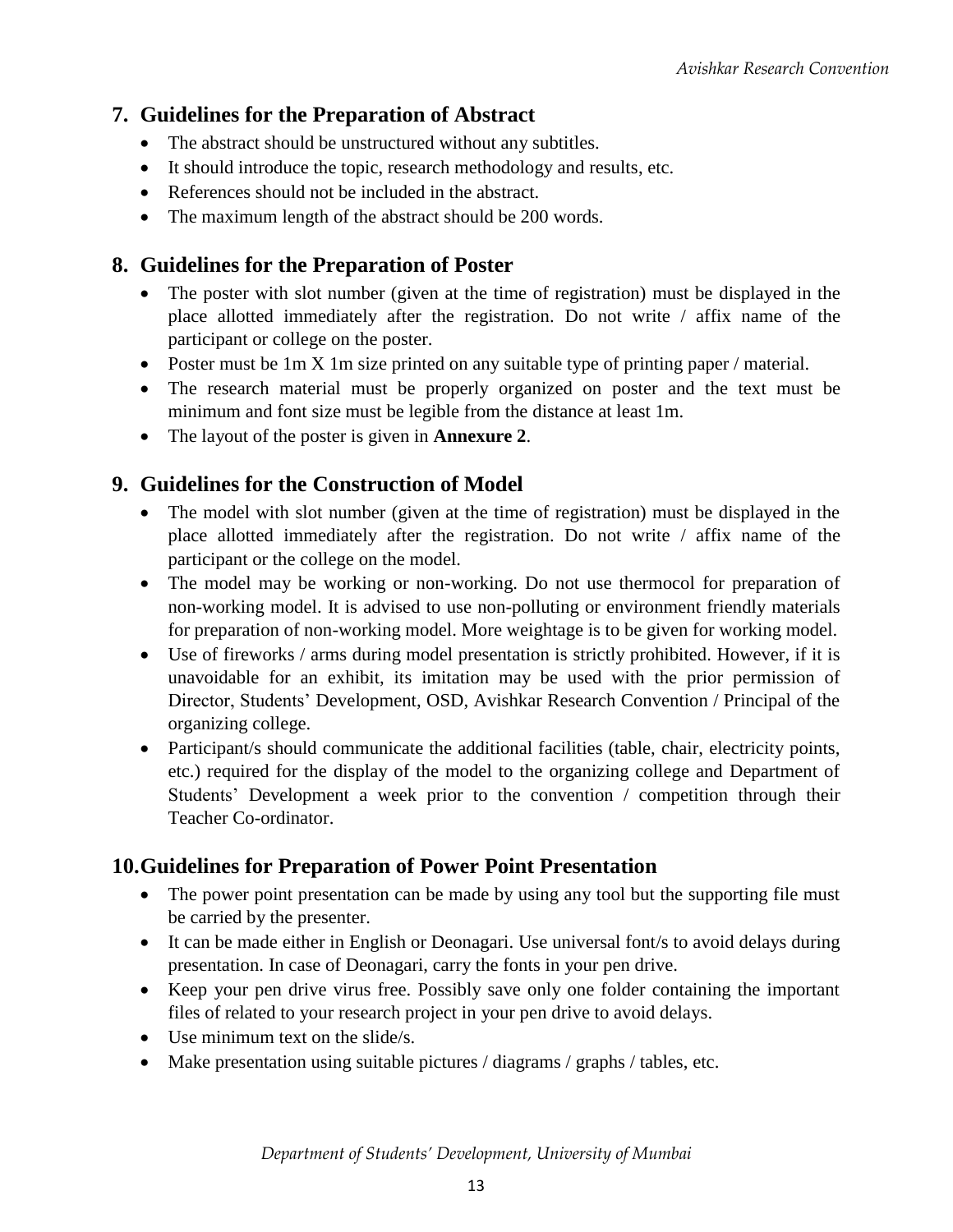## 7. Guidelines for the Preparation of Abstract

- The abstract should be unstructured without any subtitles.
- It should introduce the topic, research methodology and results, etc.
- References should not be included in the abstract.
- The maximum length of the abstract should be 200 words.

## 8. Guidelines for the Preparation of Poster

- The poster with slot number (given at the time of registration) must be displayed in the place allotted immediately after the registration. Do not write / affix name of the participant or college on the poster.
- Poster must be 1m X 1m size printed on any suitable type of printing paper / material.
- The research material must be properly organized on poster and the text must be minimum and font size must be legible from the distance at least 1m.
- The layout of the poster is given in **Annexure 2**.

## 9. Guidelines for the Construction of Model

- The model with slot number (given at the time of registration) must be displayed in the place allotted immediately after the registration. Do not write / affix name of the participant or the college on the model.
- The model may be working or non-working. Do not use thermocol for preparation of non-working model. It is advised to use non-polluting or environment friendly materials for preparation of non-working model. More weightage is to be given for working model.
- Use of fireworks / arms during model presentation is strictly prohibited. However, if it is unavoidable for an exhibit, its imitation may be used with the prior permission of Director, Students' Development, OSD, Avishkar Research Convention / Principal of the organizing college.
- Participant/s should communicate the additional facilities (table, chair, electricity points, etc.) required for the display of the model to the organizing college and Department of Students' Development a week prior to the convention / competition through their Teacher Co-ordinator.

## 10. Guidelines for Preparation of Power Point Presentation

- The power point presentation can be made by using any tool but the supporting file must be carried by the presenter.
- It can be made either in English or Deonagari. Use universal font/s to avoid delays during presentation. In case of Deonagari, carry the fonts in your pen drive.
- Keep your pen drive virus free. Possibly save only one folder containing the important files of related to your research project in your pen drive to avoid delays.
- Use minimum text on the slide/s.
- Make presentation using suitable pictures / diagrams / graphs / tables, etc.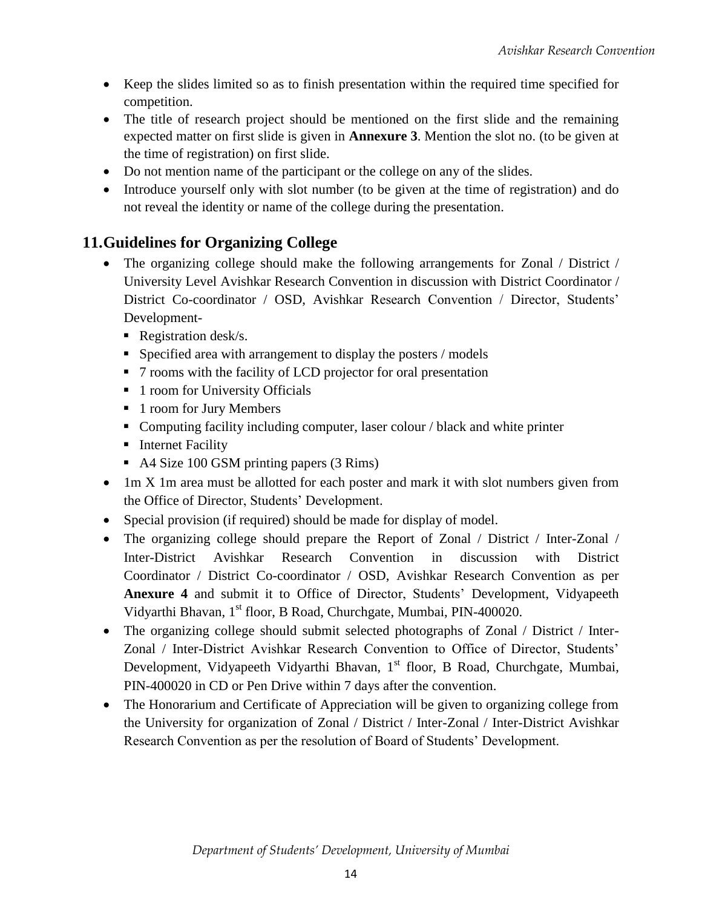- Keep the slides limited so as to finish presentation within the required time specified for competition.
- The title of research project should be mentioned on the first slide and the remaining expected matter on first slide is given in **Annexure 3**. Mention the slot no. (to be given at the time of registration) on first slide.
- Do not mention name of the participant or the college on any of the slides.
- Introduce yourself only with slot number (to be given at the time of registration) and do not reveal the identity or name of the college during the presentation.

## 11. Guidelines for Organizing College

- The organizing college should make the following arrangements for Zonal / District / University Level Avishkar Research Convention in discussion with District Coordinator / District Co-coordinator / OSD, Avishkar Research Convention / Director, Students' Development-
  - Registration desk/s.
  - Specified area with arrangement to display the posters / models
  - 7 rooms with the facility of LCD projector for oral presentation
  - 1 room for University Officials
  - 1 room for Jury Members
  - Computing facility including computer, laser colour / black and white printer
  - Internet Facility
  - A4 Size 100 GSM printing papers (3 Rims)
- 1m X 1m area must be allotted for each poster and mark it with slot numbers given from the Office of Director, Students' Development.
- Special provision (if required) should be made for display of model.
- The organizing college should prepare the Report of Zonal / District / Inter-Zonal / Inter-District Avishkar Research Convention in discussion with District Coordinator / District Co-coordinator / OSD, Avishkar Research Convention as per **Anexure 4** and submit it to Office of Director, Students' Development, Vidyapeeth Vidyarthi Bhavan, 1st floor, B Road, Churchgate, Mumbai, PIN-400020.
- The organizing college should submit selected photographs of Zonal / District / Inter-Zonal / Inter-District Avishkar Research Convention to Office of Director, Students' Development, Vidyapeeth Vidyarthi Bhavan, 1st floor, B Road, Churchgate, Mumbai, PIN-400020 in CD or Pen Drive within 7 days after the convention.
- The Honorarium and Certificate of Appreciation will be given to organizing college from the University for organization of Zonal / District / Inter-Zonal / Inter-District Avishkar Research Convention as per the resolution of Board of Students' Development.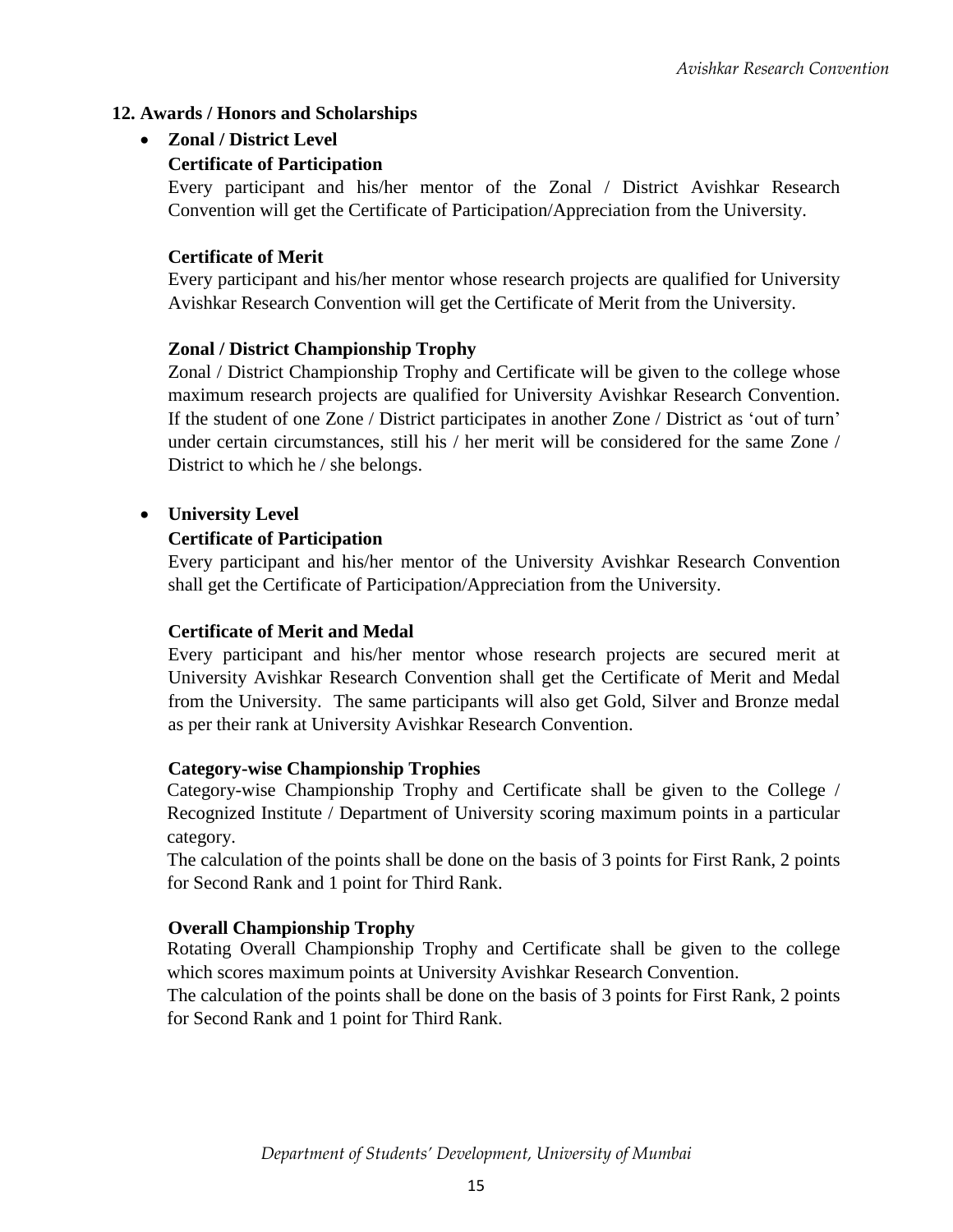## 12. Awards / Honors and Scholarships

- **Zonal / District Level**

  **Certificate of Participation**

  Every participant and his/her mentor of the Zonal / District Avishkar Research Convention will get the Certificate of Participation/Appreciation from the University.

  **Certificate of Merit**

  Every participant and his/her mentor whose research projects are qualified for University Avishkar Research Convention will get the Certificate of Merit from the University.

  **Zonal / District Championship Trophy**

  Zonal / District Championship Trophy and Certificate will be given to the college whose maximum research projects are qualified for University Avishkar Research Convention. If the student of one Zone / District participates in another Zone / District as 'out of turn' under certain circumstances, still his / her merit will be considered for the same Zone / District to which he / she belongs.

- **University Level**

  **Certificate of Participation**

  Every participant and his/her mentor of the University Avishkar Research Convention shall get the Certificate of Participation/Appreciation from the University.

  **Certificate of Merit and Medal**

  Every participant and his/her mentor whose research projects are secured merit at University Avishkar Research Convention shall get the Certificate of Merit and Medal from the University. The same participants will also get Gold, Silver and Bronze medal as per their rank at University Avishkar Research Convention.

  **Category-wise Championship Trophies**

  Category-wise Championship Trophy and Certificate shall be given to the College / Recognized Institute / Department of University scoring maximum points in a particular category.

  The calculation of the points shall be done on the basis of 3 points for First Rank, 2 points for Second Rank and 1 point for Third Rank.

  **Overall Championship Trophy**

  Rotating Overall Championship Trophy and Certificate shall be given to the college which scores maximum points at University Avishkar Research Convention.

  The calculation of the points shall be done on the basis of 3 points for First Rank, 2 points for Second Rank and 1 point for Third Rank.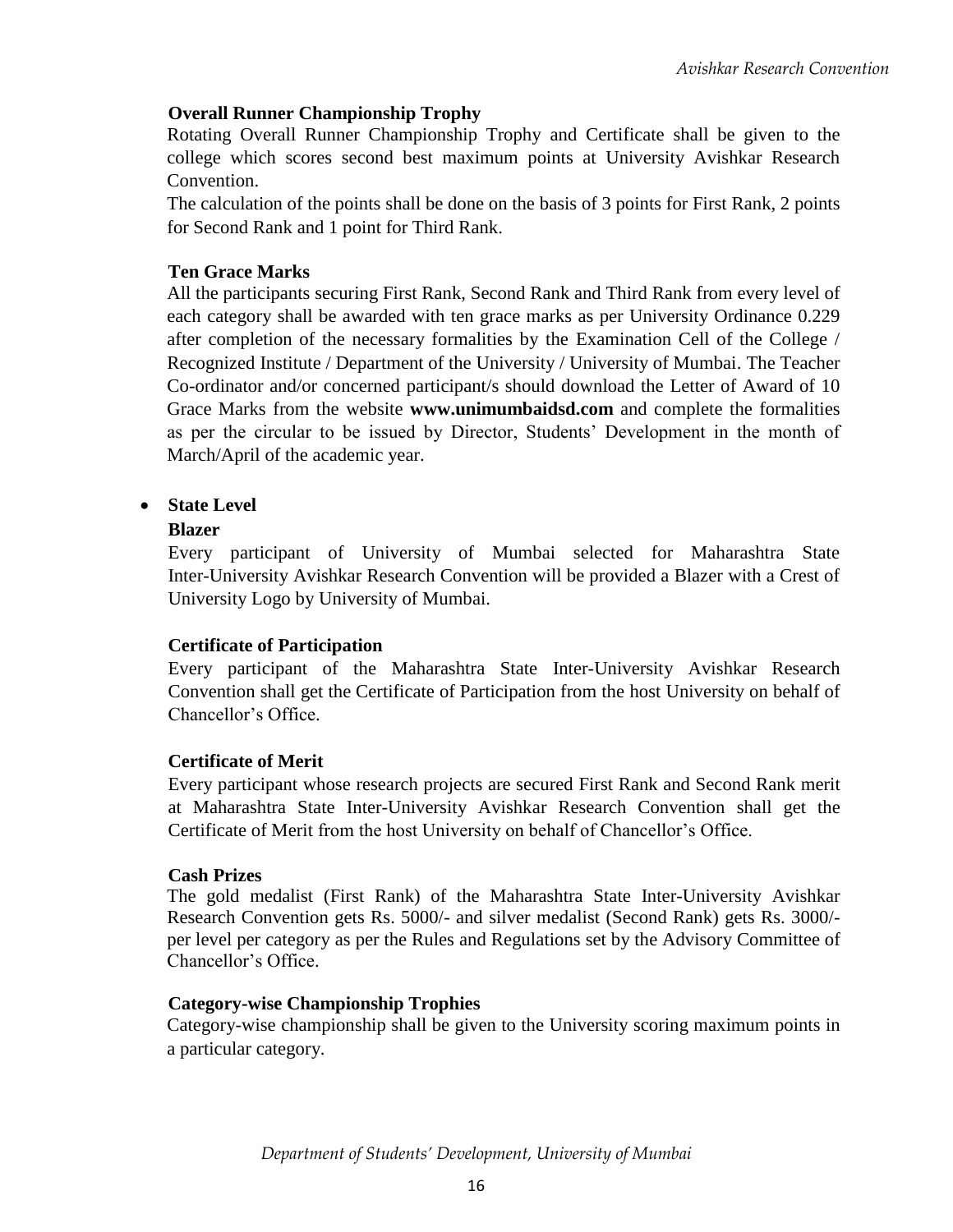**Overall Runner Championship Trophy**

Rotating Overall Runner Championship Trophy and Certificate shall be given to the college which scores second best maximum points at University Avishkar Research Convention.

The calculation of the points shall be done on the basis of 3 points for First Rank, 2 points for Second Rank and 1 point for Third Rank.

**Ten Grace Marks**

All the participants securing First Rank, Second Rank and Third Rank from every level of each category shall be awarded with ten grace marks as per University Ordinance 0.229 after completion of the necessary formalities by the Examination Cell of the College / Recognized Institute / Department of the University / University of Mumbai. The Teacher Co-ordinator and/or concerned participant/s should download the Letter of Award of 10 Grace Marks from the website **www.unimumbaidsd.com** and complete the formalities as per the circular to be issued by Director, Students' Development in the month of March/April of the academic year.

- **State Level**

**Blazer**

Every participant of University of Mumbai selected for Maharashtra State Inter-University Avishkar Research Convention will be provided a Blazer with a Crest of University Logo by University of Mumbai.

**Certificate of Participation**

Every participant of the Maharashtra State Inter-University Avishkar Research Convention shall get the Certificate of Participation from the host University on behalf of Chancellor's Office.

**Certificate of Merit**

Every participant whose research projects are secured First Rank and Second Rank merit at Maharashtra State Inter-University Avishkar Research Convention shall get the Certificate of Merit from the host University on behalf of Chancellor's Office.

**Cash Prizes**

The gold medalist (First Rank) of the Maharashtra State Inter-University Avishkar Research Convention gets Rs. 5000/- and silver medalist (Second Rank) gets Rs. 3000/- per level per category as per the Rules and Regulations set by the Advisory Committee of Chancellor's Office.

**Category-wise Championship Trophies**

Category-wise championship shall be given to the University scoring maximum points in a particular category.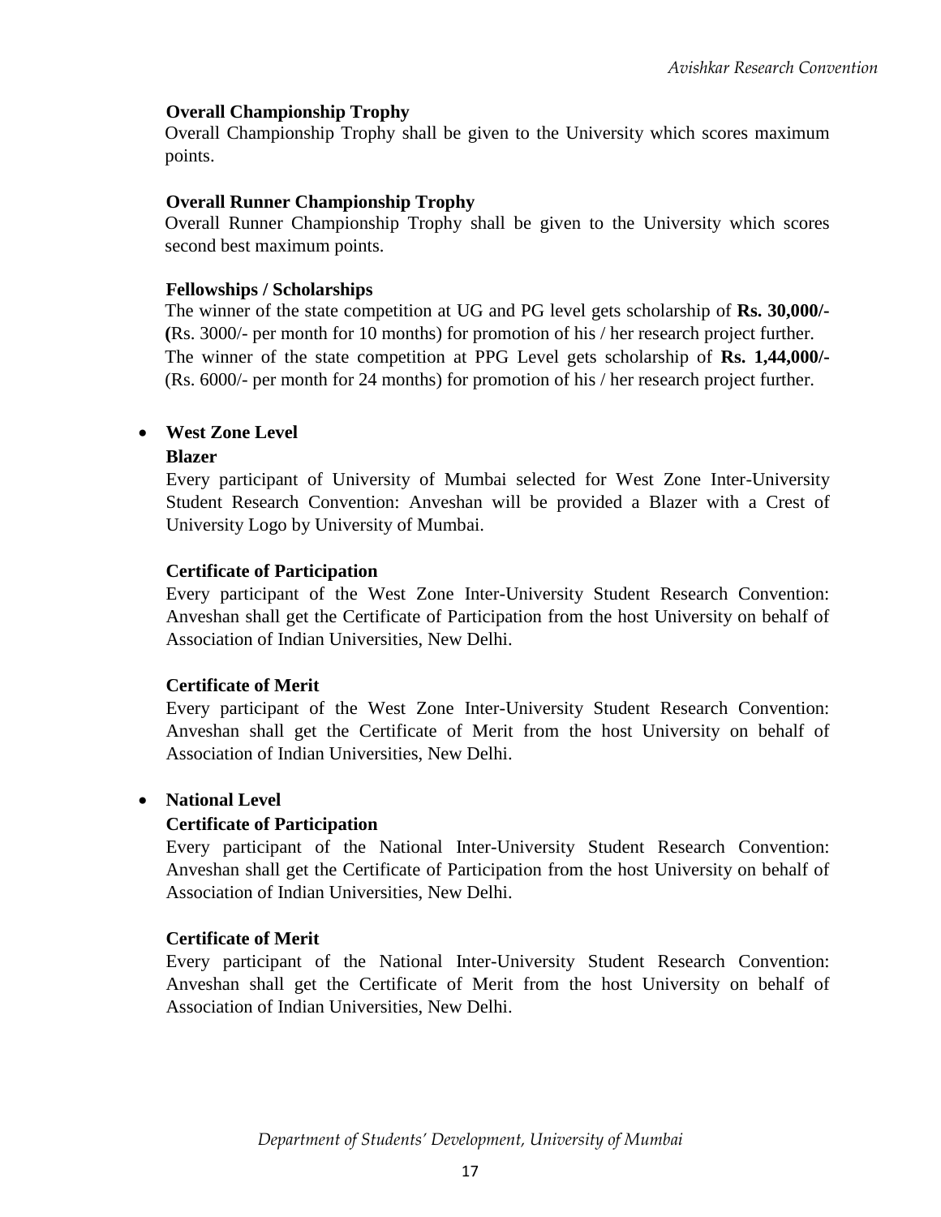**Overall Championship Trophy**

Overall Championship Trophy shall be given to the University which scores maximum points.

**Overall Runner Championship Trophy**

Overall Runner Championship Trophy shall be given to the University which scores second best maximum points.

**Fellowships / Scholarships**

The winner of the state competition at UG and PG level gets scholarship of **Rs. 30,000/- (**Rs. 3000/- per month for 10 months) for promotion of his / her research project further.
The winner of the state competition at PPG Level gets scholarship of **Rs. 1,44,000/-** (Rs. 6000/- per month for 24 months) for promotion of his / her research project further.

- **West Zone Level**

  **Blazer**

  Every participant of University of Mumbai selected for West Zone Inter-University Student Research Convention: Anveshan will be provided a Blazer with a Crest of University Logo by University of Mumbai.

  **Certificate of Participation**

  Every participant of the West Zone Inter-University Student Research Convention: Anveshan shall get the Certificate of Participation from the host University on behalf of Association of Indian Universities, New Delhi.

  **Certificate of Merit**

  Every participant of the West Zone Inter-University Student Research Convention: Anveshan shall get the Certificate of Merit from the host University on behalf of Association of Indian Universities, New Delhi.

- **National Level**

  **Certificate of Participation**

  Every participant of the National Inter-University Student Research Convention: Anveshan shall get the Certificate of Participation from the host University on behalf of Association of Indian Universities, New Delhi.

  **Certificate of Merit**

  Every participant of the National Inter-University Student Research Convention: Anveshan shall get the Certificate of Merit from the host University on behalf of Association of Indian Universities, New Delhi.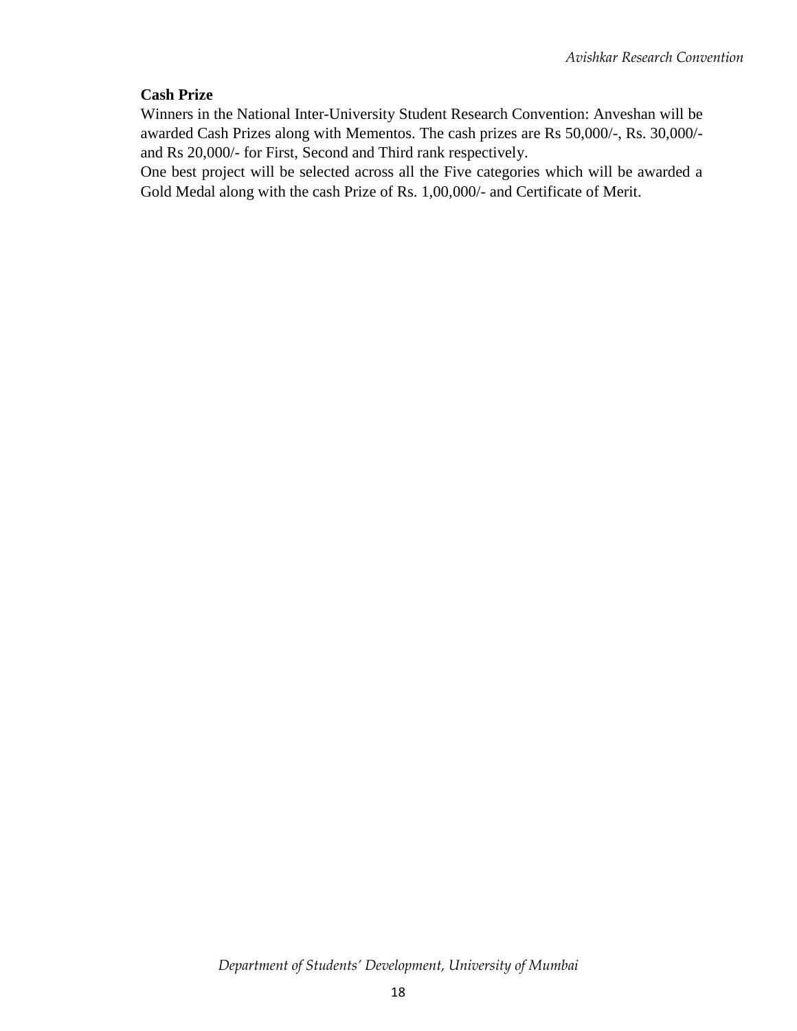**Cash Prize**

Winners in the National Inter-University Student Research Convention: Anveshan will be awarded Cash Prizes along with Mementos. The cash prizes are Rs 50,000/-, Rs. 30,000/- and Rs 20,000/- for First, Second and Third rank respectively.

One best project will be selected across all the Five categories which will be awarded a Gold Medal along with the cash Prize of Rs. 1,00,000/- and Certificate of Merit.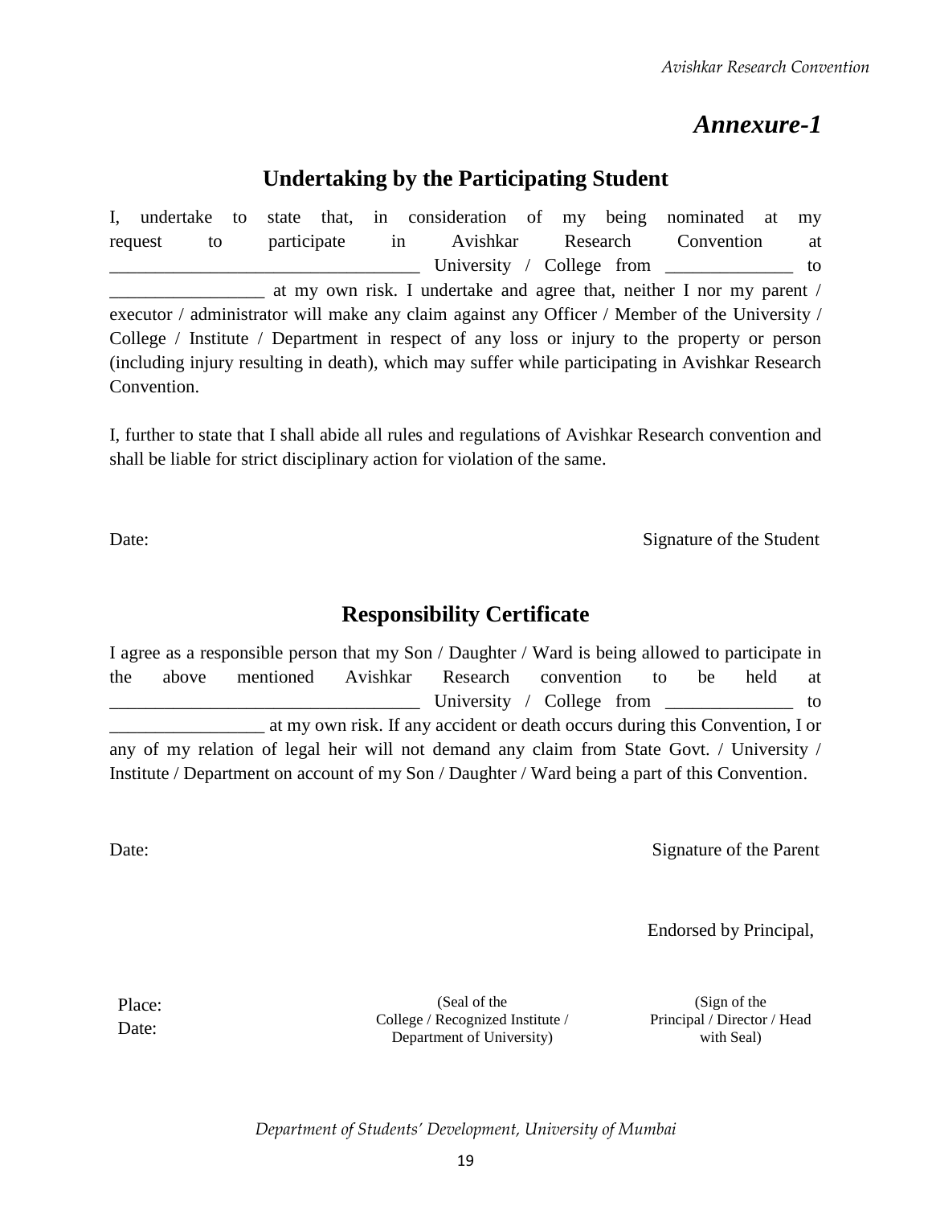# *Annexure-1*

## Undertaking by the Participating Student

I, undertake to state that, in consideration of my being nominated at my request to participate in Avishkar Research Convention at _________________________________ University / College from _____________ to ________________ at my own risk. I undertake and agree that, neither I nor my parent / executor / administrator will make any claim against any Officer / Member of the University / College / Institute / Department in respect of any loss or injury to the property or person (including injury resulting in death), which may suffer while participating in Avishkar Research Convention.

I, further to state that I shall abide all rules and regulations of Avishkar Research convention and shall be liable for strict disciplinary action for violation of the same.

Date: Signature of the Student

## Responsibility Certificate

I agree as a responsible person that my Son / Daughter / Ward is being allowed to participate in the above mentioned Avishkar Research convention to be held at _________________________________ University / College from _____________ to ________________ at my own risk. If any accident or death occurs during this Convention, I or any of my relation of legal heir will not demand any claim from State Govt. / University / Institute / Department on account of my Son / Daughter / Ward being a part of this Convention.

Date: Signature of the Parent

Endorsed by Principal,

Place:
Date:

(Seal of the College / Recognized Institute / Department of University)

(Sign of the Principal / Director / Head with Seal)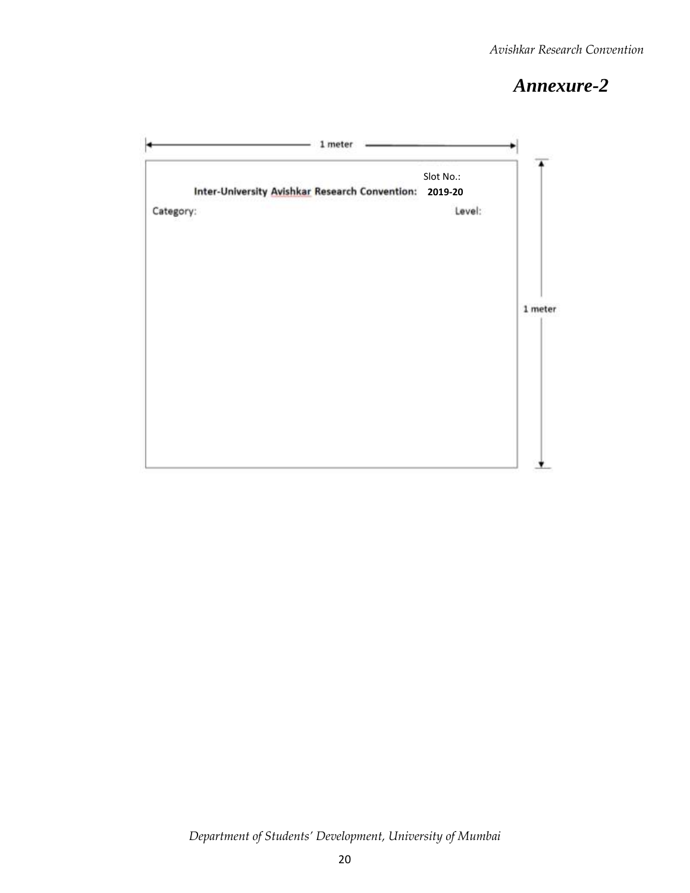# *Annexure-2*

1 meter

Slot No.:

**Inter-University Avishkar Research Convention: 2019-20**

Category: Level:

1 meter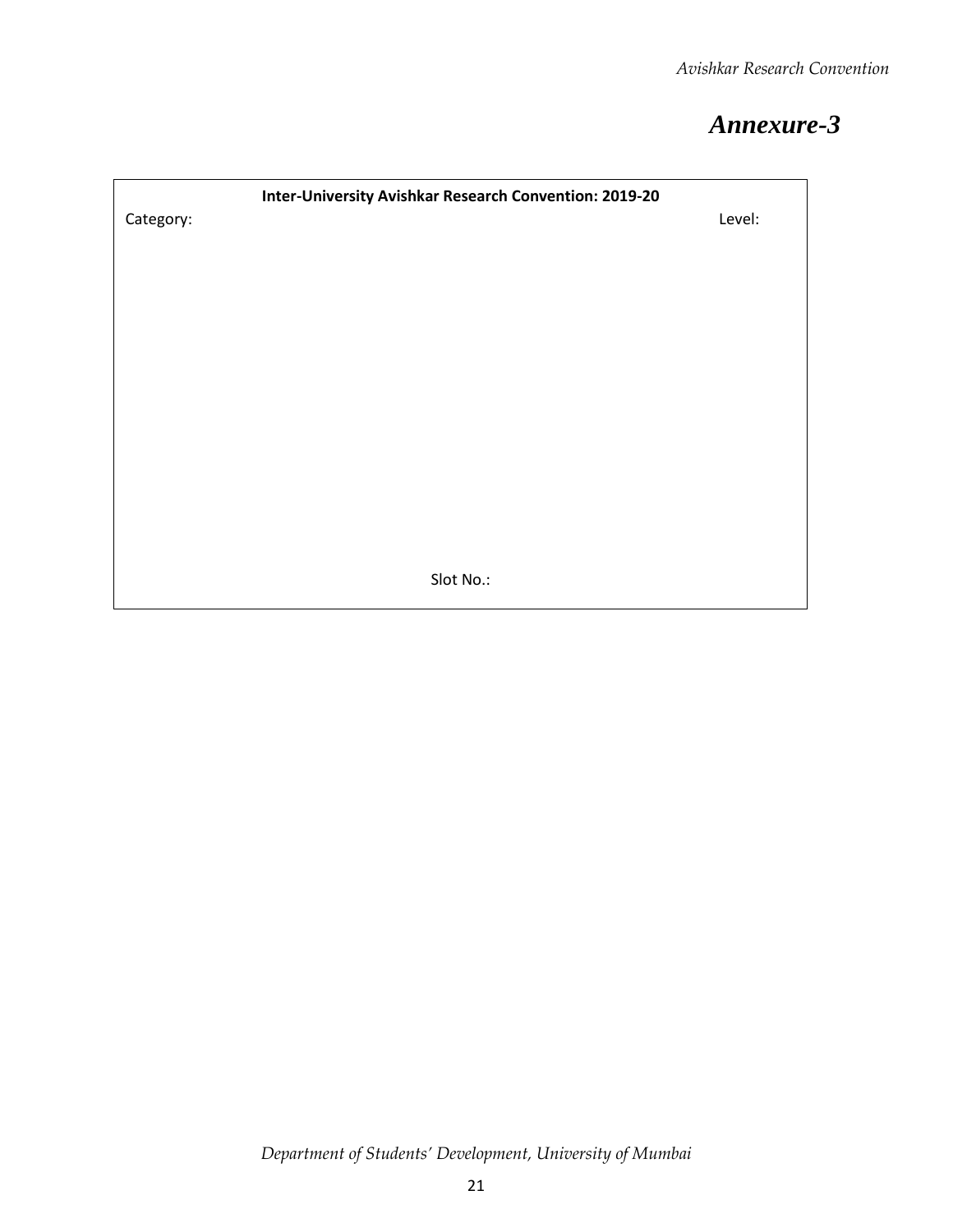# *Annexure-3*

**Inter-University Avishkar Research Convention: 2019-20**

Category: Level:

Slot No.: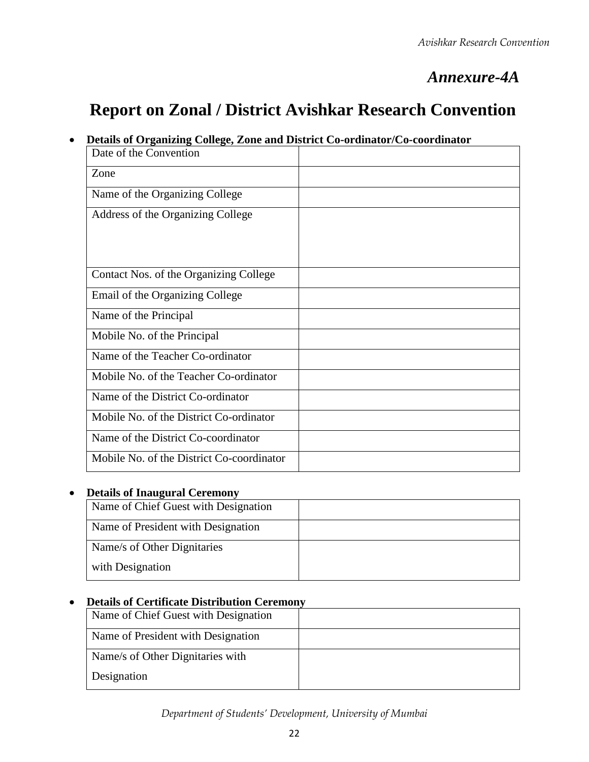*Annexure-4A*

# Report on Zonal / District Avishkar Research Convention

- **Details of Organizing College, Zone and District Co-ordinator/Co-coordinator**

| | |
|---|---|
| Date of the Convention | |
| Zone | |
| Name of the Organizing College | |
| Address of the Organizing College | |
| Contact Nos. of the Organizing College | |
| Email of the Organizing College | |
| Name of the Principal | |
| Mobile No. of the Principal | |
| Name of the Teacher Co-ordinator | |
| Mobile No. of the Teacher Co-ordinator | |
| Name of the District Co-ordinator | |
| Mobile No. of the District Co-ordinator | |
| Name of the District Co-coordinator | |
| Mobile No. of the District Co-coordinator | |

- **Details of Inaugural Ceremony**

| | |
|---|---|
| Name of Chief Guest with Designation | |
| Name of President with Designation | |
| Name/s of Other Dignitaries with Designation | |

- **Details of Certificate Distribution Ceremony**

| | |
|---|---|
| Name of Chief Guest with Designation | |
| Name of President with Designation | |
| Name/s of Other Dignitaries with Designation | |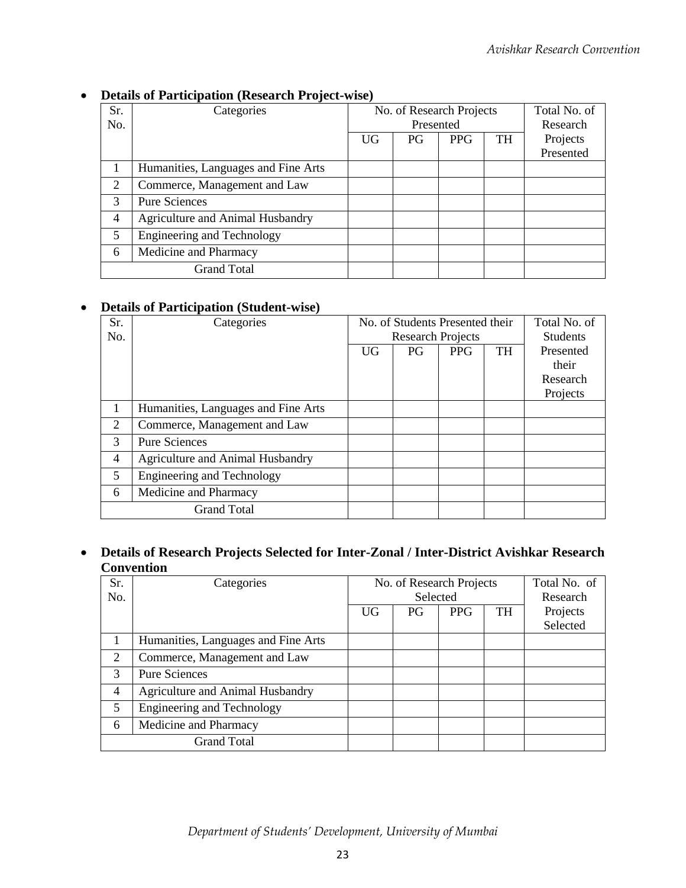- **Details of Participation (Research Project-wise)**

| Sr. No. | Categories | No. of Research Projects Presented | | | | Total No. of Research Projects Presented |
|---|---|---|---|---|---|---|
| | | UG | PG | PPG | TH | |
| 1 | Humanities, Languages and Fine Arts | | | | | |
| 2 | Commerce, Management and Law | | | | | |
| 3 | Pure Sciences | | | | | |
| 4 | Agriculture and Animal Husbandry | | | | | |
| 5 | Engineering and Technology | | | | | |
| 6 | Medicine and Pharmacy | | | | | |
| | Grand Total | | | | | |

- **Details of Participation (Student-wise)**

| Sr. No. | Categories | No. of Students Presented their Research Projects | | | | Total No. of Students Presented their Research Projects |
|---|---|---|---|---|---|---|
| | | UG | PG | PPG | TH | |
| 1 | Humanities, Languages and Fine Arts | | | | | |
| 2 | Commerce, Management and Law | | | | | |
| 3 | Pure Sciences | | | | | |
| 4 | Agriculture and Animal Husbandry | | | | | |
| 5 | Engineering and Technology | | | | | |
| 6 | Medicine and Pharmacy | | | | | |
| | Grand Total | | | | | |

- **Details of Research Projects Selected for Inter-Zonal / Inter-District Avishkar Research Convention**

| Sr. No. | Categories | No. of Research Projects Selected | | | | Total No. of Research Projects Selected |
|---|---|---|---|---|---|---|
| | | UG | PG | PPG | TH | |
| 1 | Humanities, Languages and Fine Arts | | | | | |
| 2 | Commerce, Management and Law | | | | | |
| 3 | Pure Sciences | | | | | |
| 4 | Agriculture and Animal Husbandry | | | | | |
| 5 | Engineering and Technology | | | | | |
| 6 | Medicine and Pharmacy | | | | | |
| | Grand Total | | | | | |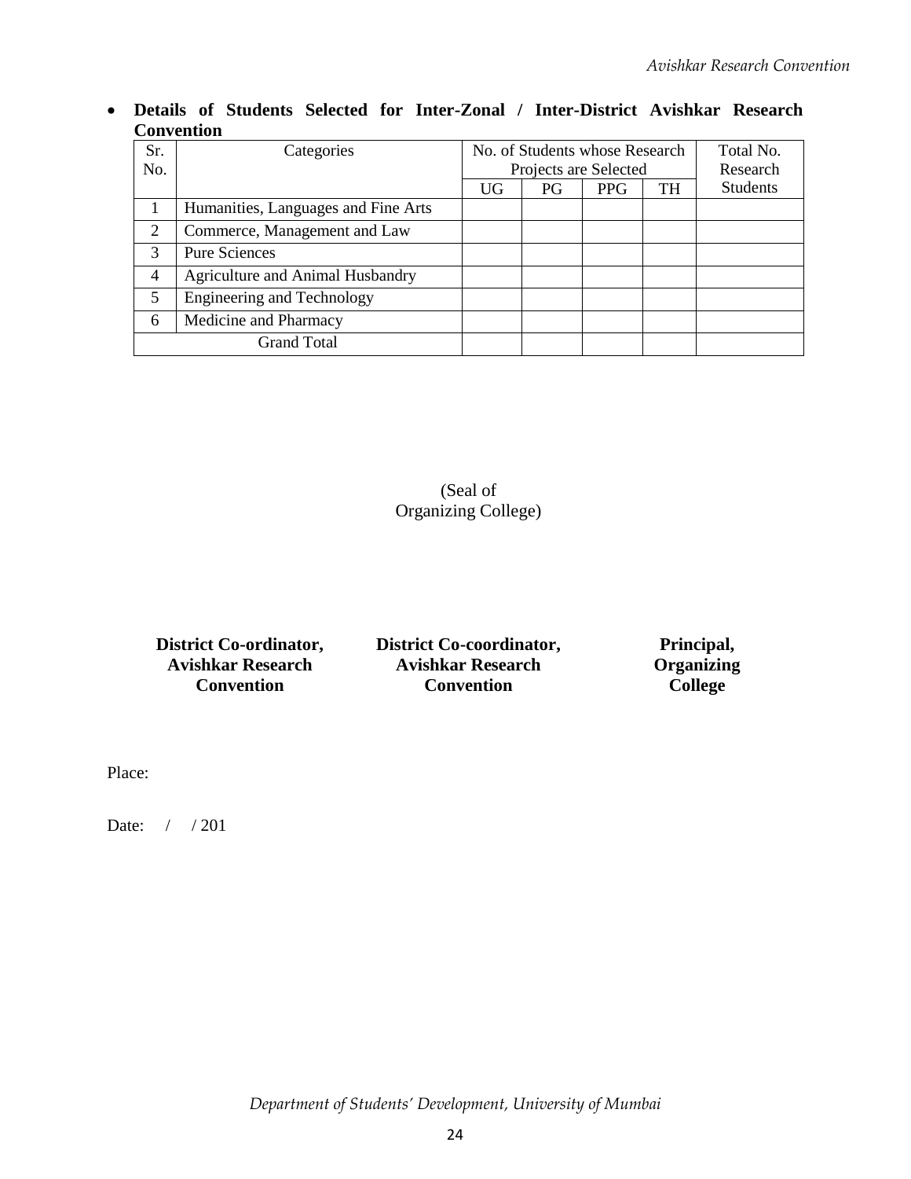- **Details of Students Selected for Inter-Zonal / Inter-District Avishkar Research Convention**

| Sr. No. | Categories | No. of Students whose Research Projects are Selected | | | | Total No. Research Students |
|---|---|---|---|---|---|---|
| | | UG | PG | PPG | TH | |
| 1 | Humanities, Languages and Fine Arts | | | | | |
| 2 | Commerce, Management and Law | | | | | |
| 3 | Pure Sciences | | | | | |
| 4 | Agriculture and Animal Husbandry | | | | | |
| 5 | Engineering and Technology | | | | | |
| 6 | Medicine and Pharmacy | | | | | |
| Grand Total | | | | | | |

(Seal of
Organizing College)

**District Co-ordinator,
Avishkar Research
Convention**

**District Co-coordinator,
Avishkar Research
Convention**

**Principal,
Organizing
College**

Place:

Date: / / 201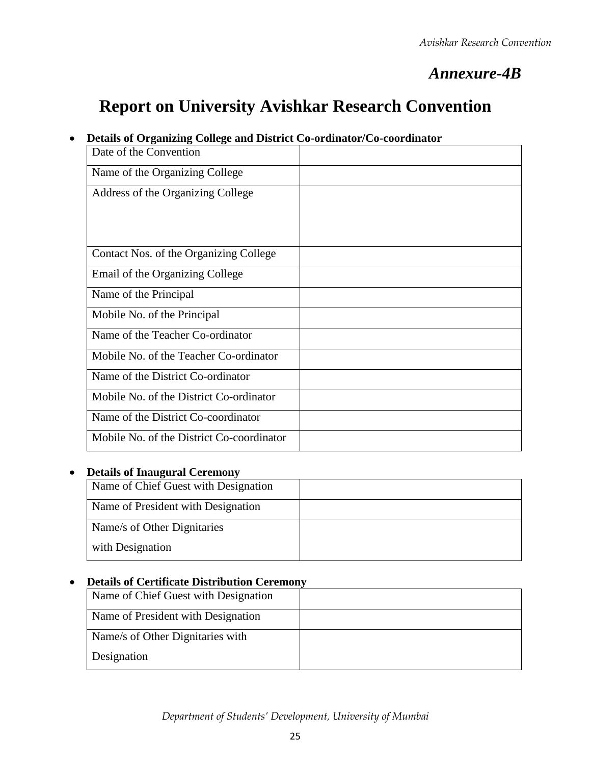*Annexure-4B*

# Report on University Avishkar Research Convention

- **Details of Organizing College and District Co-ordinator/Co-coordinator**

| | |
|---|---|
| Date of the Convention | |
| Name of the Organizing College | |
| Address of the Organizing College | |
| Contact Nos. of the Organizing College | |
| Email of the Organizing College | |
| Name of the Principal | |
| Mobile No. of the Principal | |
| Name of the Teacher Co-ordinator | |
| Mobile No. of the Teacher Co-ordinator | |
| Name of the District Co-ordinator | |
| Mobile No. of the District Co-ordinator | |
| Name of the District Co-coordinator | |
| Mobile No. of the District Co-coordinator | |

- **Details of Inaugural Ceremony**

| | |
|---|---|
| Name of Chief Guest with Designation | |
| Name of President with Designation | |
| Name/s of Other Dignitaries with Designation | |

- **Details of Certificate Distribution Ceremony**

| | |
|---|---|
| Name of Chief Guest with Designation | |
| Name of President with Designation | |
| Name/s of Other Dignitaries with Designation | |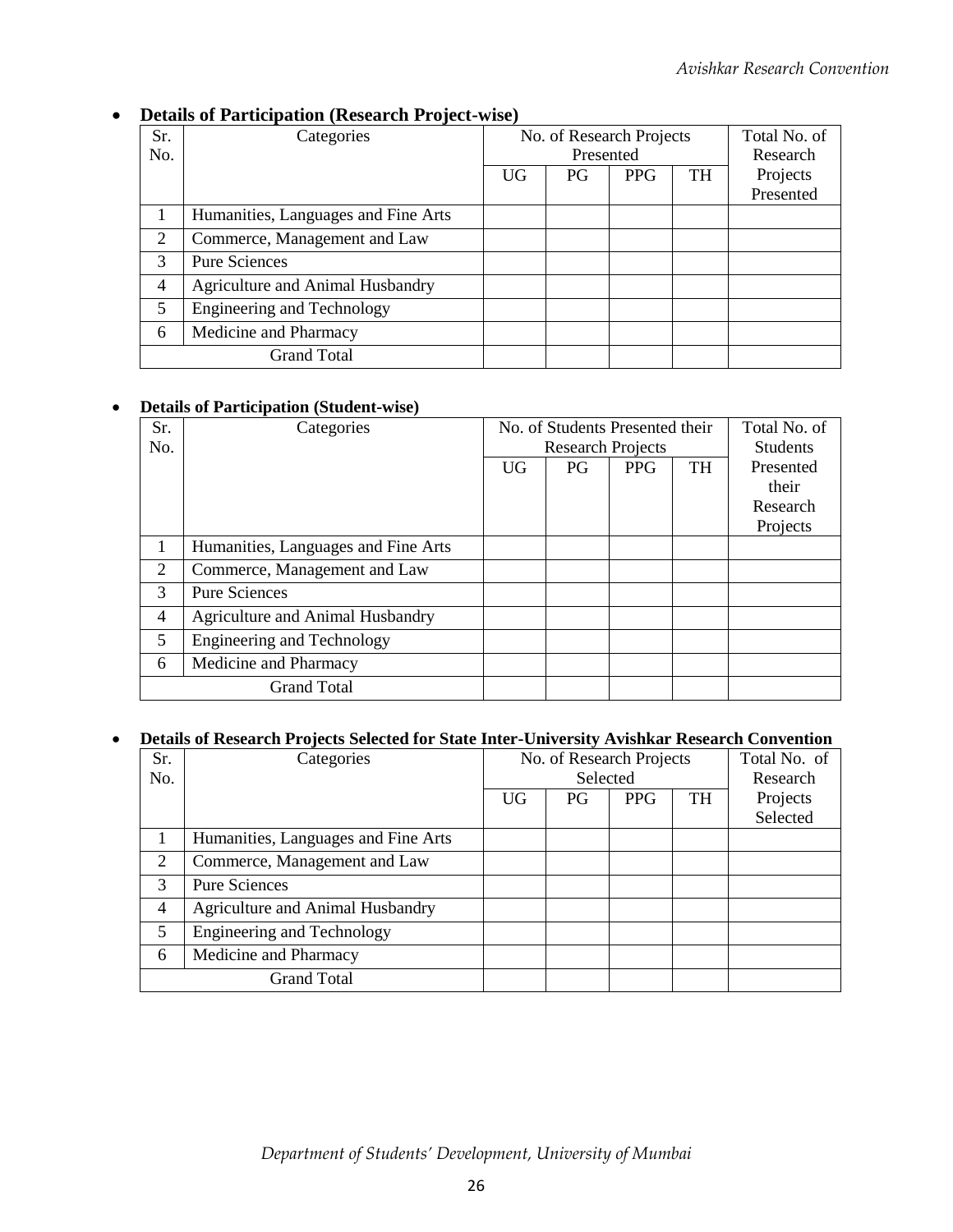- **Details of Participation (Research Project-wise)**

| Sr. No. | Categories | No. of Research Projects Presented | | | | Total No. of Research Projects Presented |
|---|---|---|---|---|---|---|
| | | UG | PG | PPG | TH | |
| 1 | Humanities, Languages and Fine Arts | | | | | |
| 2 | Commerce, Management and Law | | | | | |
| 3 | Pure Sciences | | | | | |
| 4 | Agriculture and Animal Husbandry | | | | | |
| 5 | Engineering and Technology | | | | | |
| 6 | Medicine and Pharmacy | | | | | |
| Grand Total | | | | | | |

- **Details of Participation (Student-wise)**

| Sr. No. | Categories | No. of Students Presented their Research Projects | | | | Total No. of Students Presented their Research Projects |
|---|---|---|---|---|---|---|
| | | UG | PG | PPG | TH | |
| 1 | Humanities, Languages and Fine Arts | | | | | |
| 2 | Commerce, Management and Law | | | | | |
| 3 | Pure Sciences | | | | | |
| 4 | Agriculture and Animal Husbandry | | | | | |
| 5 | Engineering and Technology | | | | | |
| 6 | Medicine and Pharmacy | | | | | |
| Grand Total | | | | | | |

- **Details of Research Projects Selected for State Inter-University Avishkar Research Convention**

| Sr. No. | Categories | No. of Research Projects Selected | | | | Total No. of Research Projects Selected |
|---|---|---|---|---|---|---|
| | | UG | PG | PPG | TH | |
| 1 | Humanities, Languages and Fine Arts | | | | | |
| 2 | Commerce, Management and Law | | | | | |
| 3 | Pure Sciences | | | | | |
| 4 | Agriculture and Animal Husbandry | | | | | |
| 5 | Engineering and Technology | | | | | |
| 6 | Medicine and Pharmacy | | | | | |
| Grand Total | | | | | | |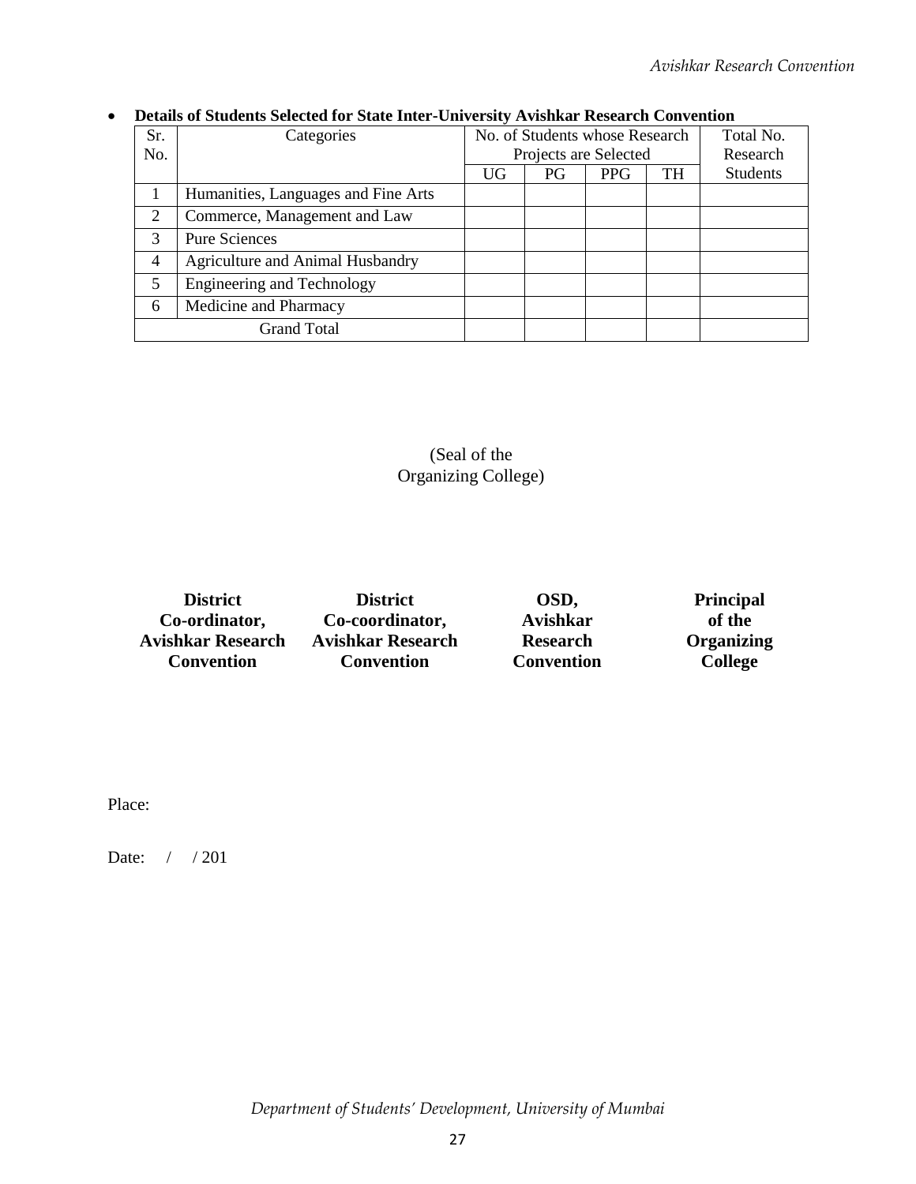- **Details of Students Selected for State Inter-University Avishkar Research Convention**

| Sr. No. | Categories | No. of Students whose Research Projects are Selected | | | | Total No. Research Students |
|---|---|---|---|---|---|---|
| | | UG | PG | PPG | TH | |
| 1 | Humanities, Languages and Fine Arts | | | | | |
| 2 | Commerce, Management and Law | | | | | |
| 3 | Pure Sciences | | | | | |
| 4 | Agriculture and Animal Husbandry | | | | | |
| 5 | Engineering and Technology | | | | | |
| 6 | Medicine and Pharmacy | | | | | |
| | Grand Total | | | | | |

(Seal of the
Organizing College)

| | | | |
|---|---|---|---|
| **District Co-ordinator, Avishkar Research Convention** | **District Co-coordinator, Avishkar Research Convention** | **OSD, Avishkar Research Convention** | **Principal of the Organizing College** |

Place:

Date: / / 201